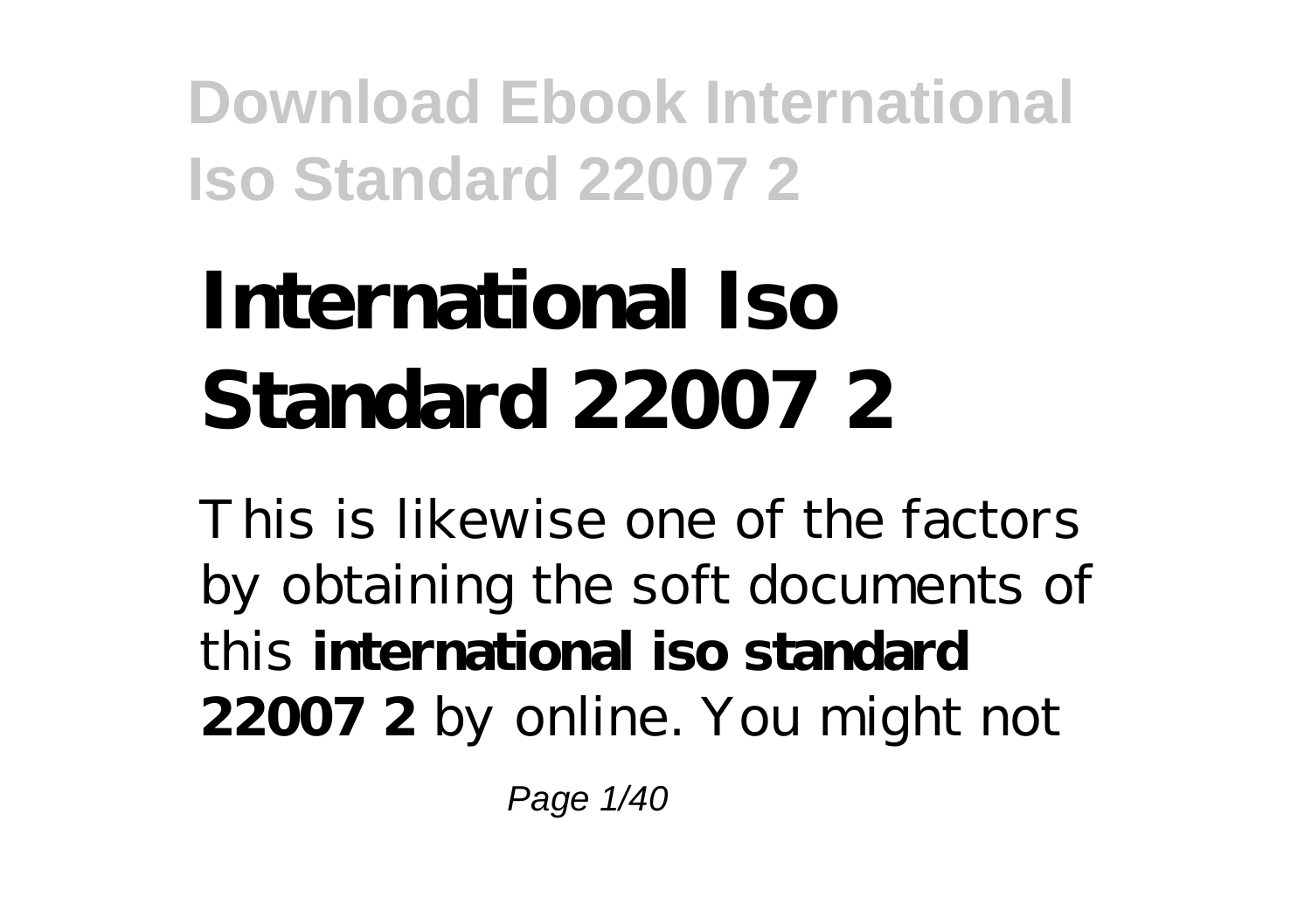# International Iso Standard 22007 2

This is likewise one of the factors by obtaining the soft documents of this **international iso standard 22007 2** by online. You might not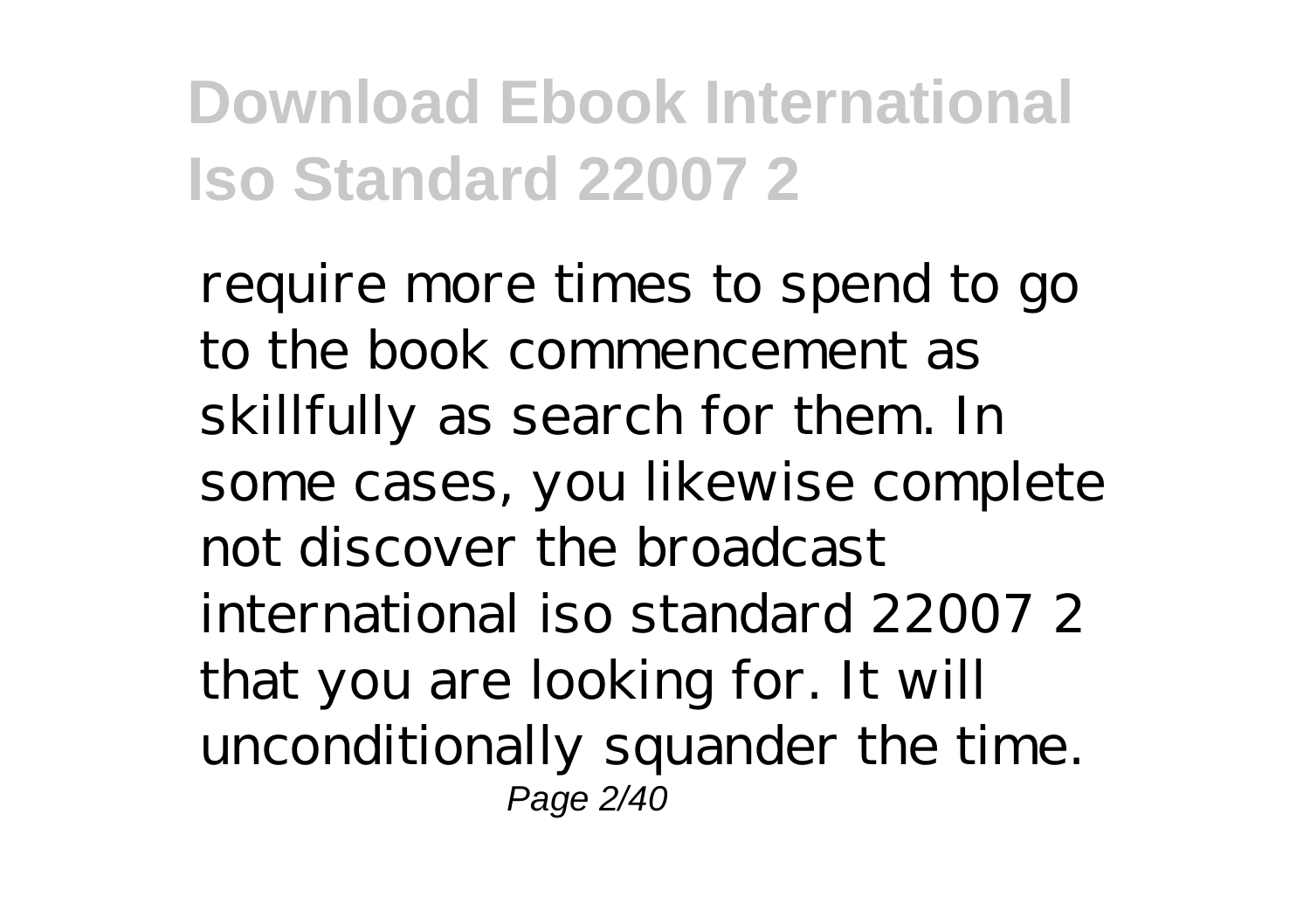require more times to spend to go to the book commencement as skillfully as search for them. In some cases, you likewise complete not discover the broadcast international iso standard 22007 2 that you are looking for. It will unconditionally squander the time.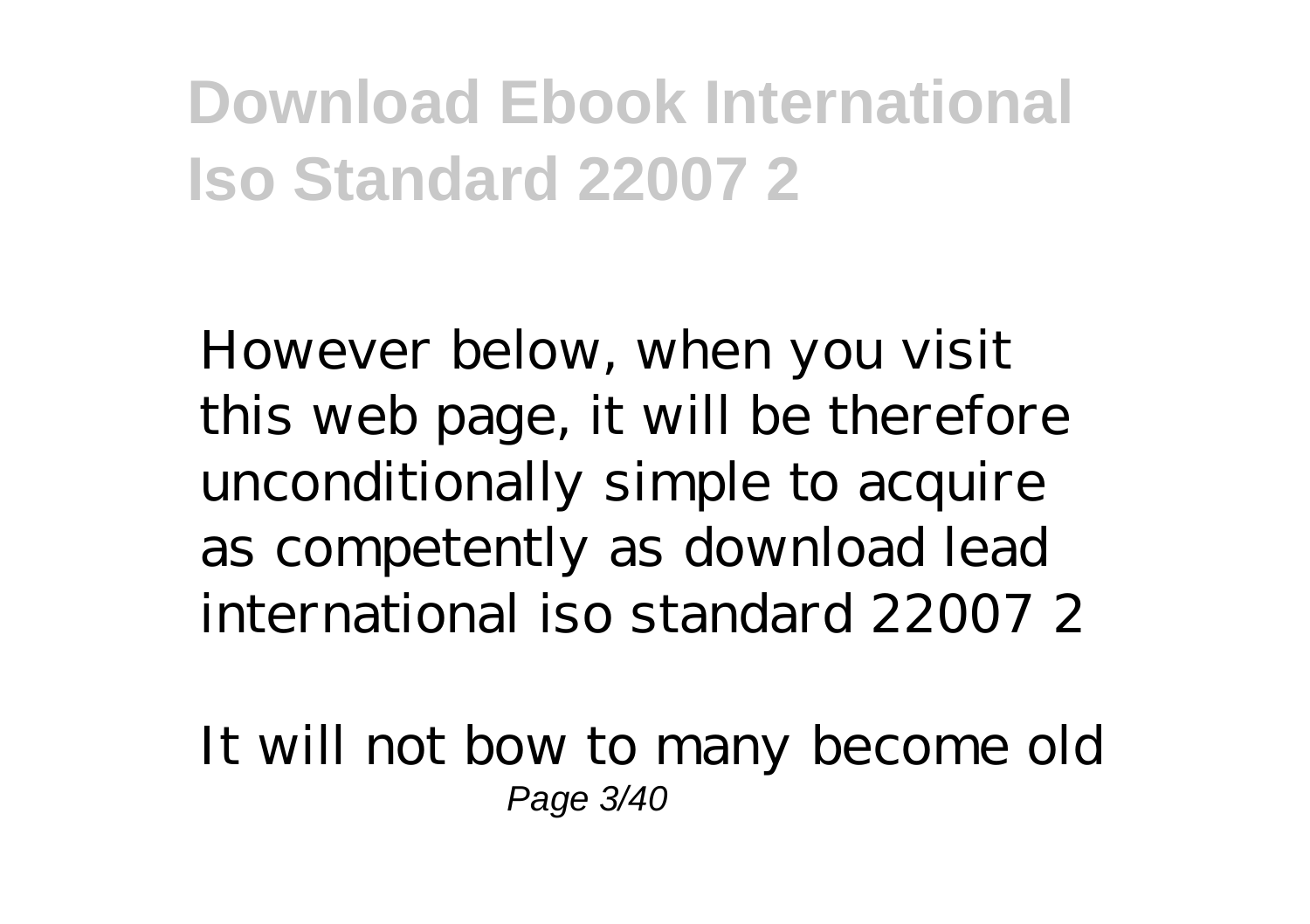However below, when you visit this web page, it will be therefore unconditionally simple to acquire as competently as download lead international iso standard 22007 2

It will not bow to many become old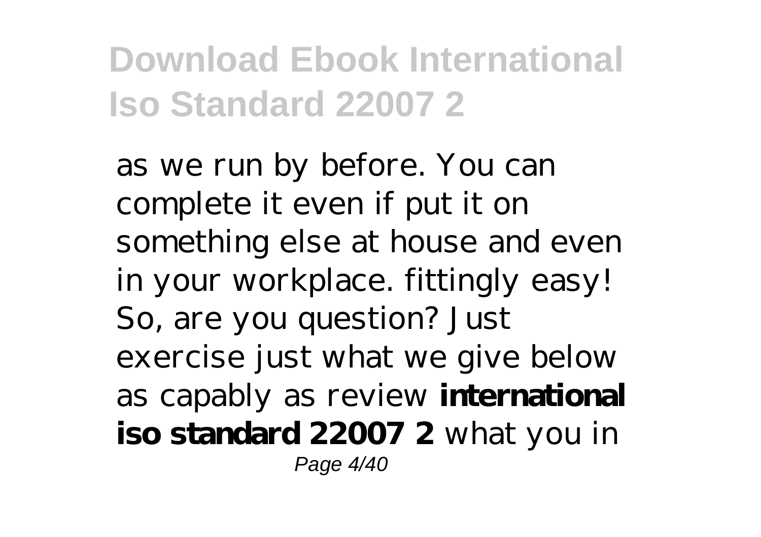as we run by before. You can complete it even if put it on something else at house and even in your workplace. fittingly easy! So, are you question? Just exercise just what we give below as capably as review **international iso standard 22007 2** what you in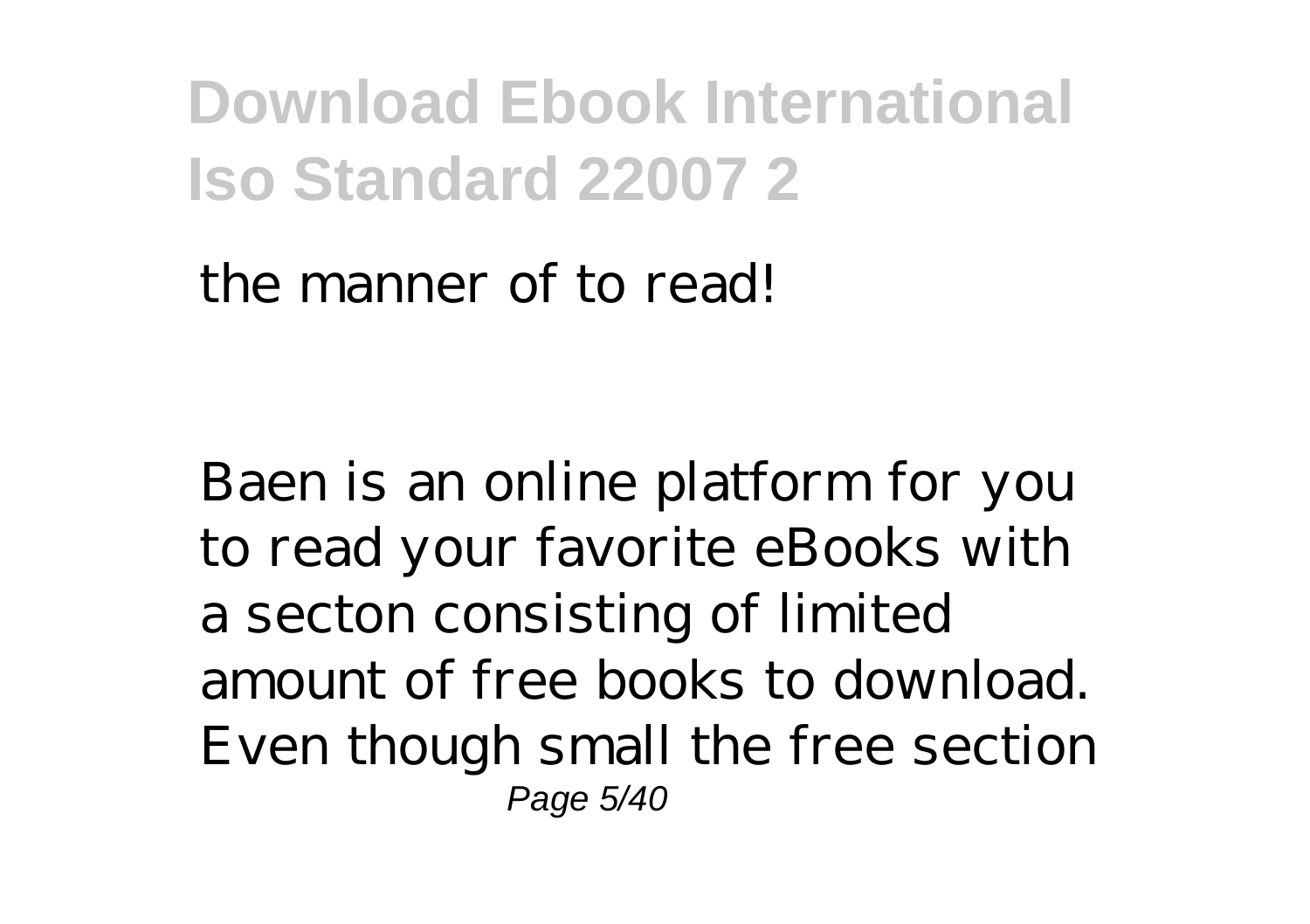the manner of to read!

Baen is an online platform for you to read your favorite eBooks with a secton consisting of limited amount of free books to download. Even though small the free section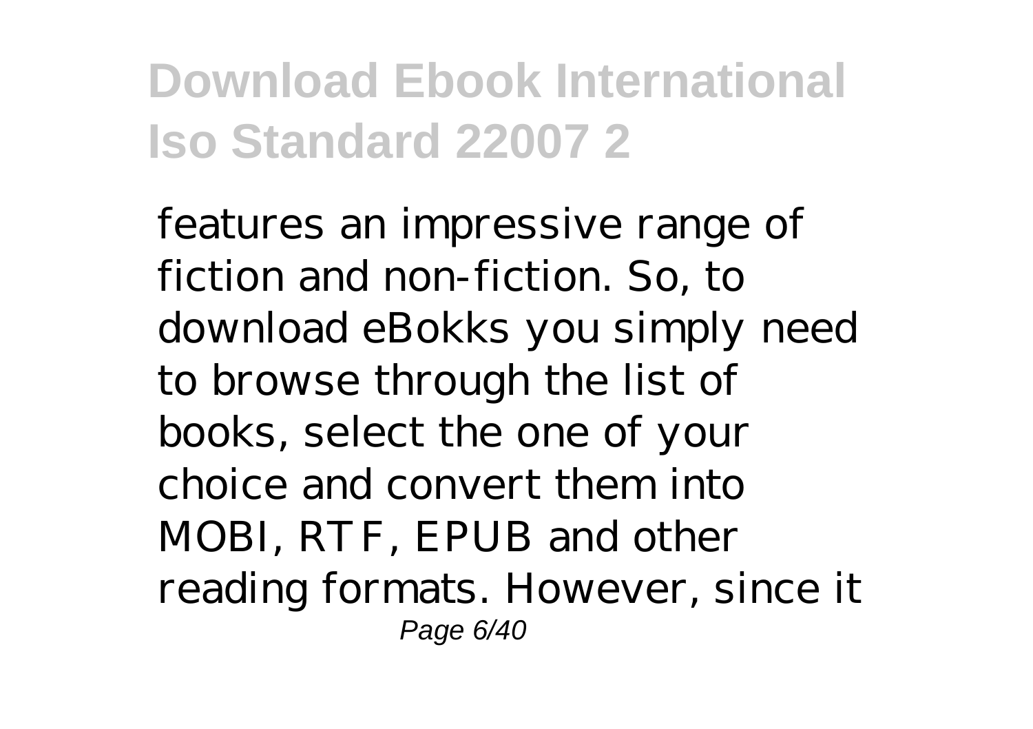features an impressive range of fiction and non-fiction. So, to download eBokks you simply need to browse through the list of books, select the one of your choice and convert them into MOBI, RTF, EPUB and other reading formats. However, since it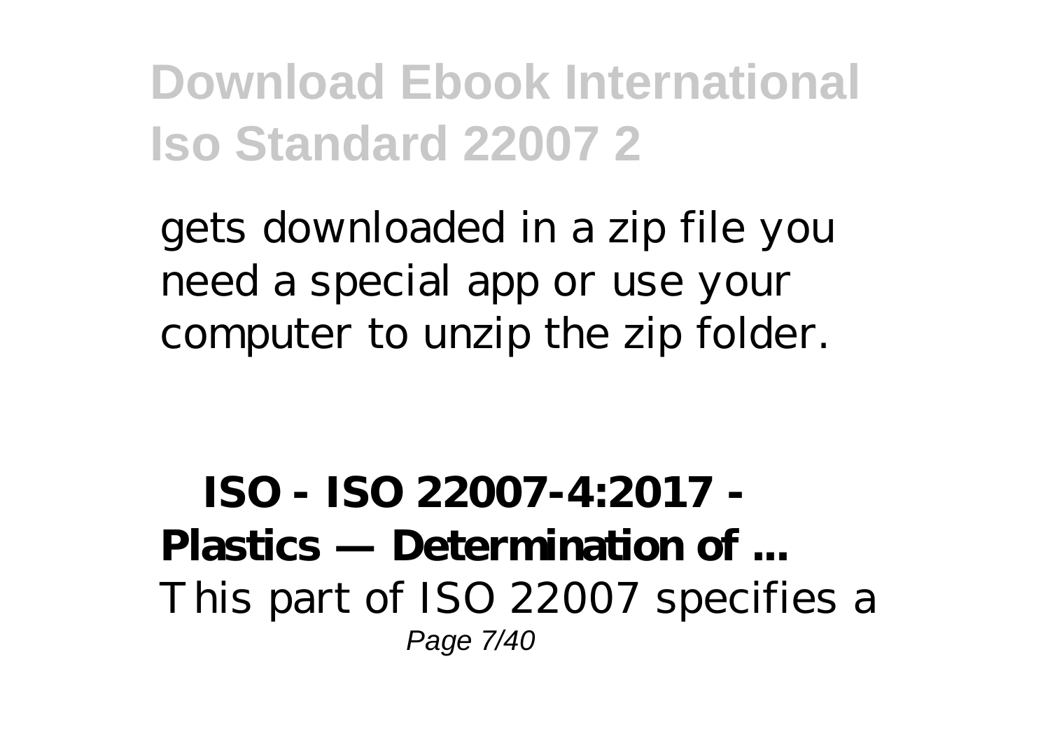gets downloaded in a zip file you need a special app or use your computer to unzip the zip folder.

**ISO - ISO 22007-4:2017 - Plastics — Determination of ...**

This part of ISO 22007 specifies a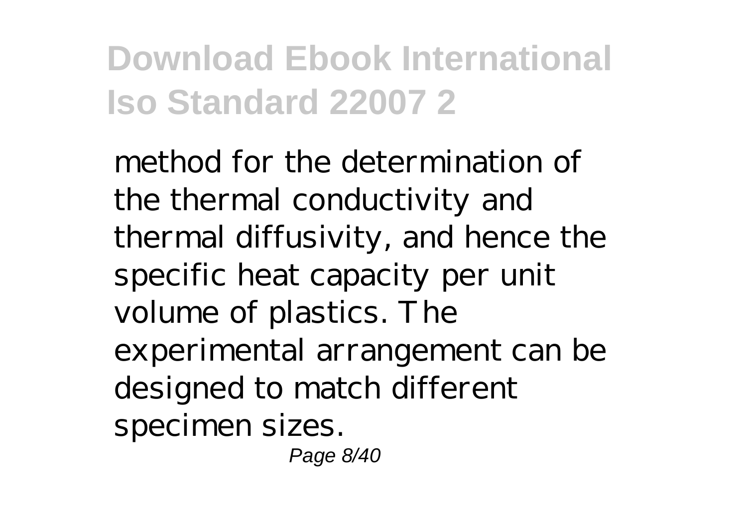method for the determination of the thermal conductivity and thermal diffusivity, and hence the specific heat capacity per unit volume of plastics. The experimental arrangement can be designed to match different specimen sizes.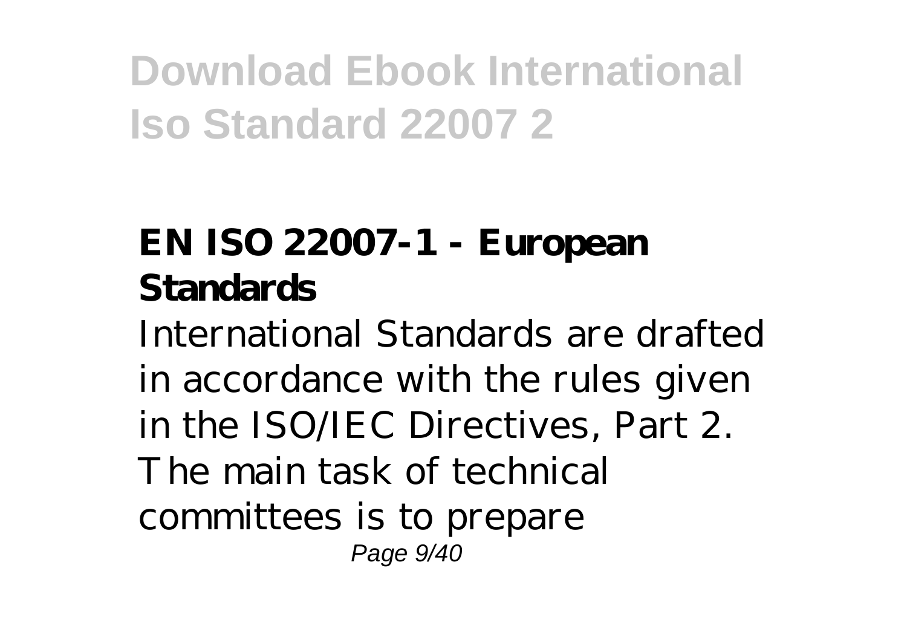## EN ISO 22007-1 - European Standards

International Standards are drafted in accordance with the rules given in the ISO/IEC Directives, Part 2. The main task of technical committees is to prepare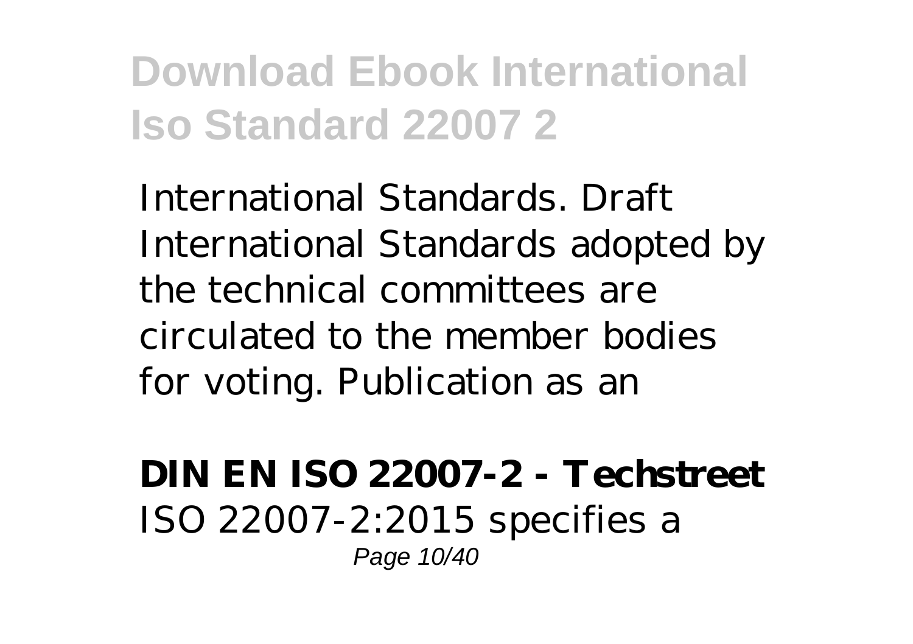International Standards. Draft International Standards adopted by the technical committees are circulated to the member bodies for voting. Publication as an

**DIN EN ISO 22007-2 - Techstreet**

ISO 22007-2:2015 specifies a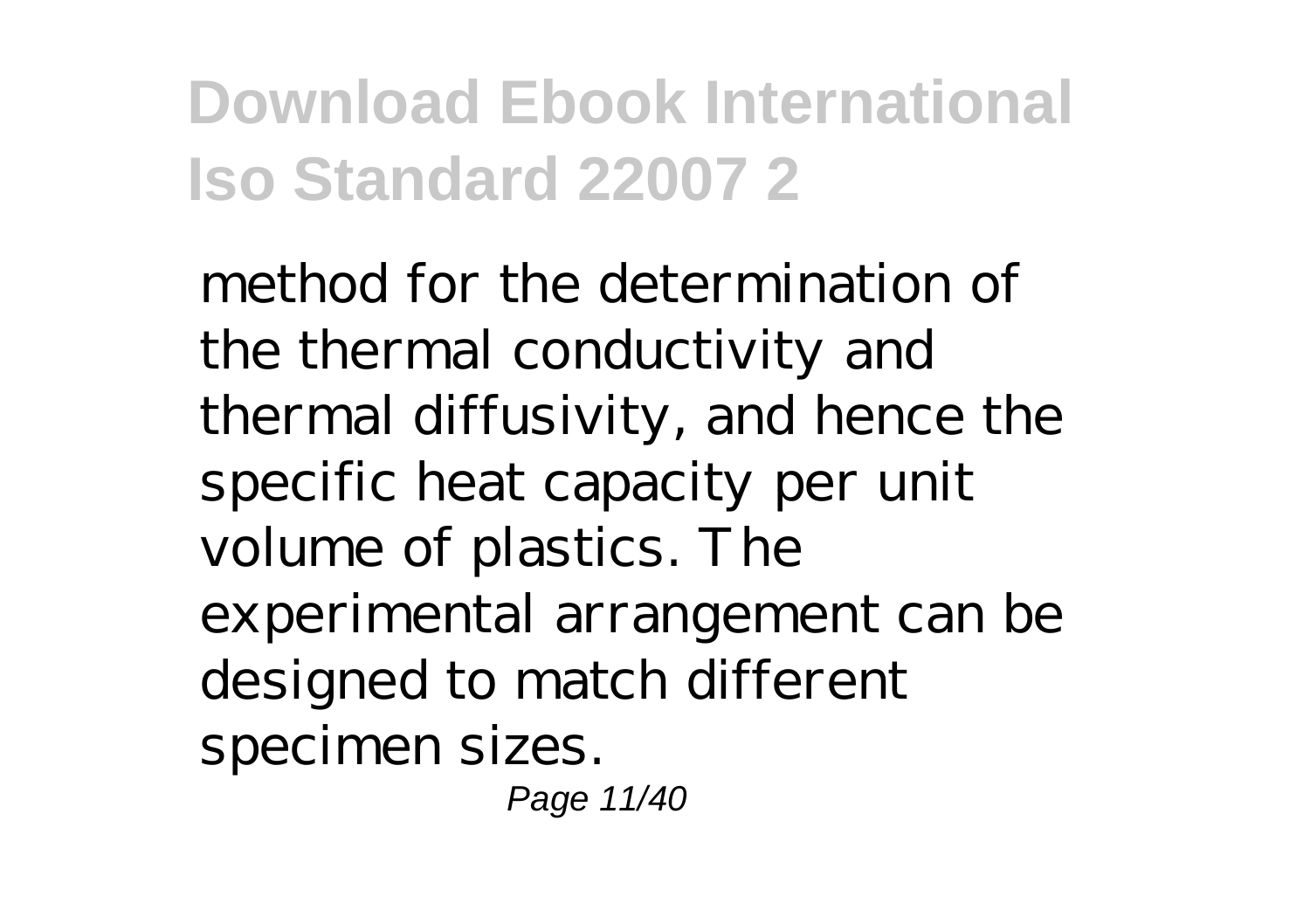method for the determination of the thermal conductivity and thermal diffusivity, and hence the specific heat capacity per unit volume of plastics. The experimental arrangement can be designed to match different specimen sizes.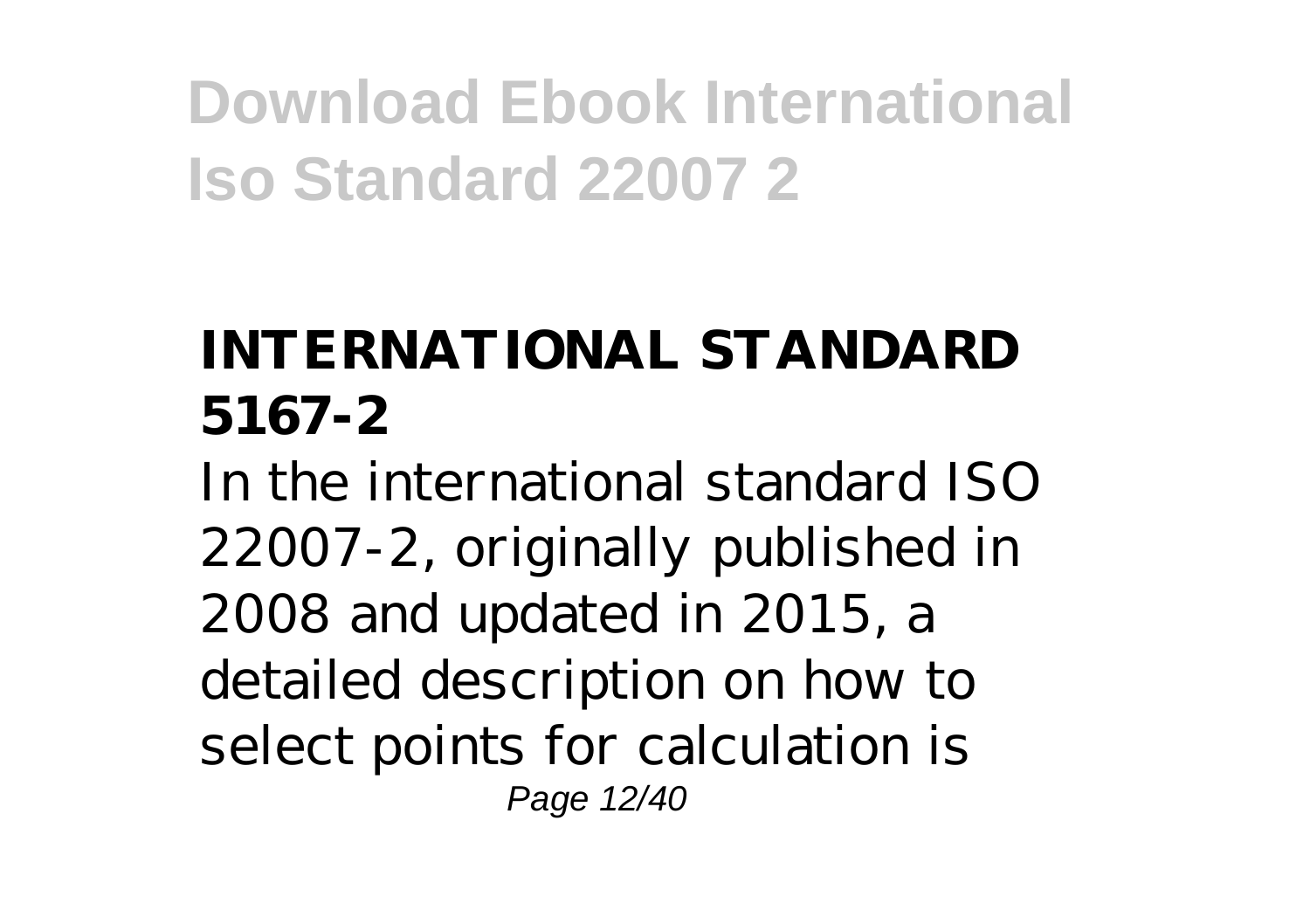## INTERNATIONAL STANDARD 5167-2

In the international standard ISO 22007-2, originally published in 2008 and updated in 2015, a detailed description on how to select points for calculation is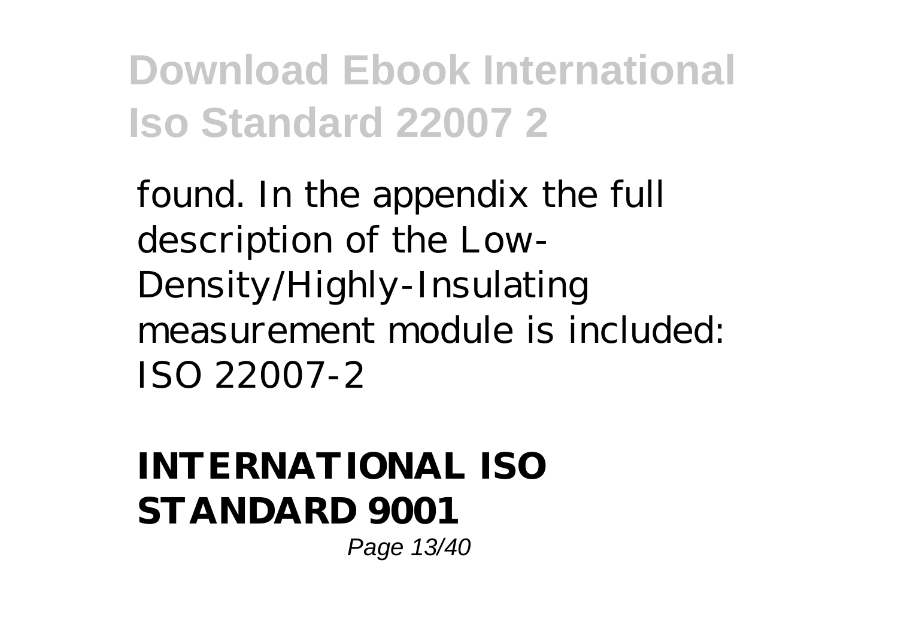found. In the appendix the full description of the Low-Density/Highly-Insulating measurement module is included: ISO 22007-2

**INTERNATIONAL ISO STANDARD 9001**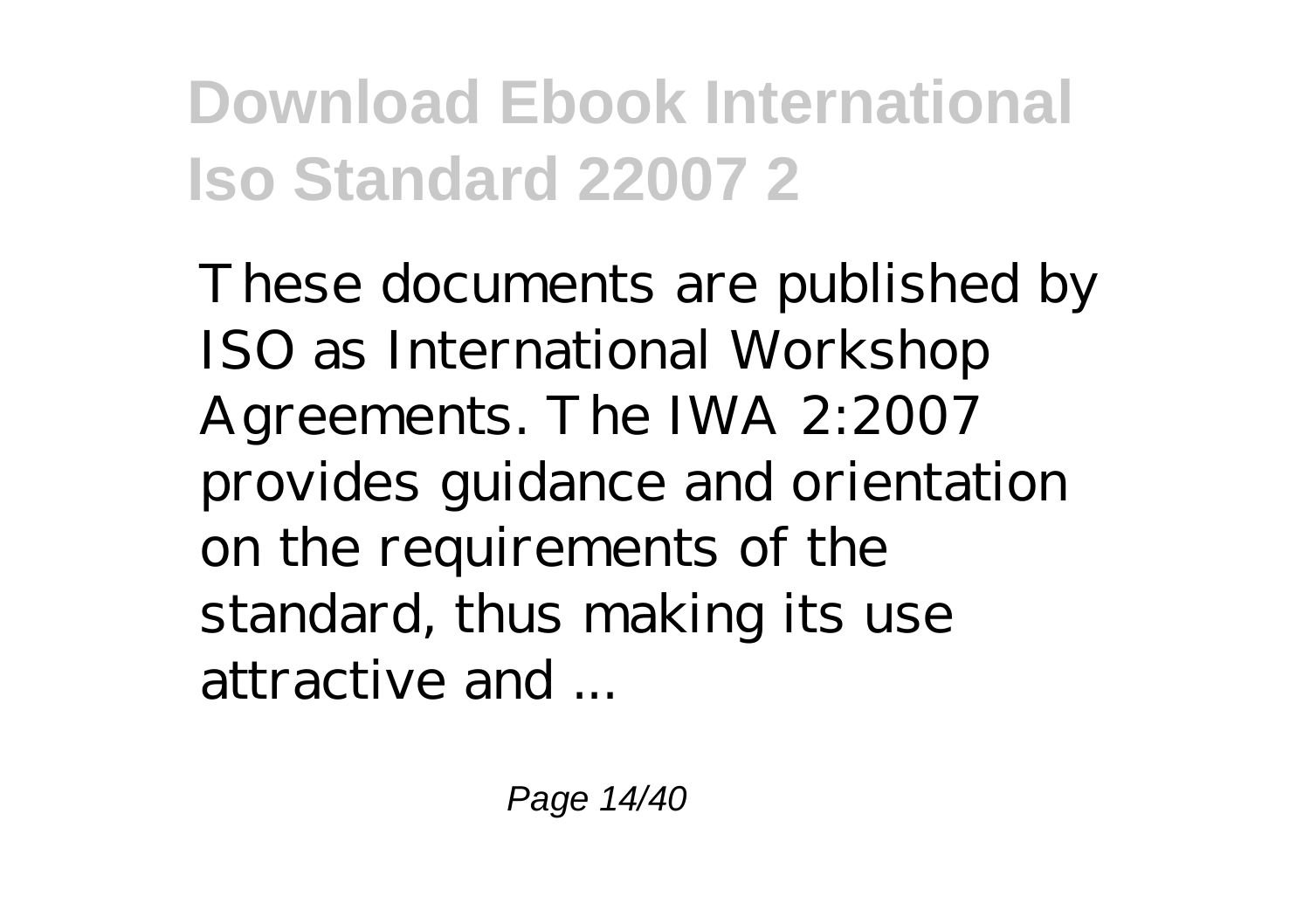These documents are published by ISO as International Workshop Agreements. The IWA 2:2007 provides guidance and orientation on the requirements of the standard, thus making its use attractive and ...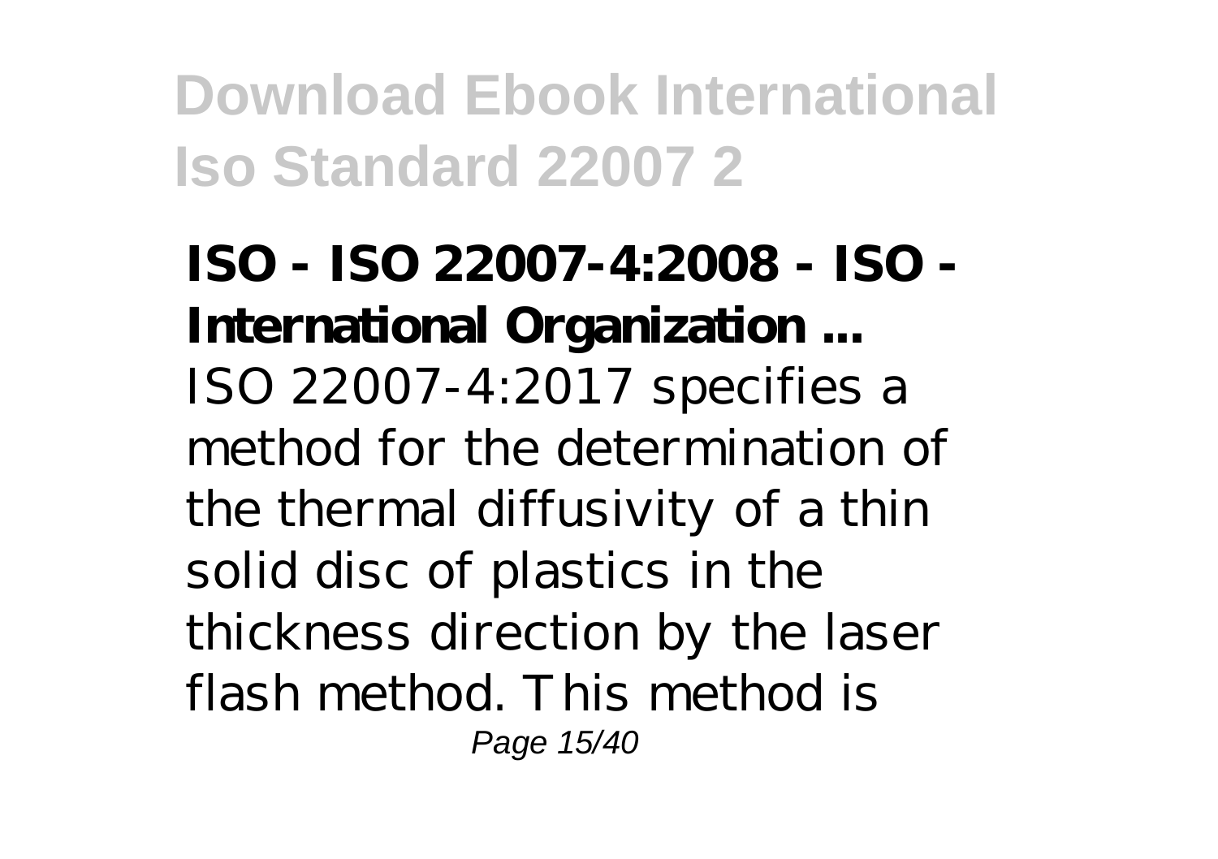**ISO - ISO 22007-4:2008 - ISO - International Organization ...**

ISO 22007-4:2017 specifies a method for the determination of the thermal diffusivity of a thin solid disc of plastics in the thickness direction by the laser flash method. This method is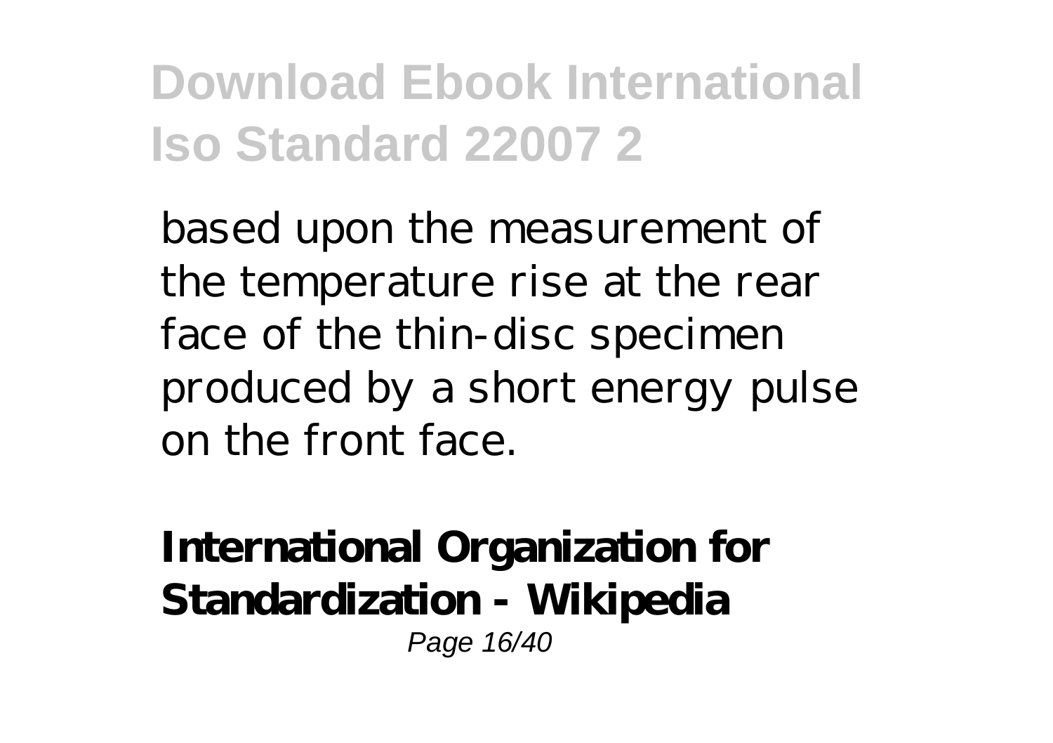based upon the measurement of the temperature rise at the rear face of the thin-disc specimen produced by a short energy pulse on the front face.

**International Organization for Standardization - Wikipedia**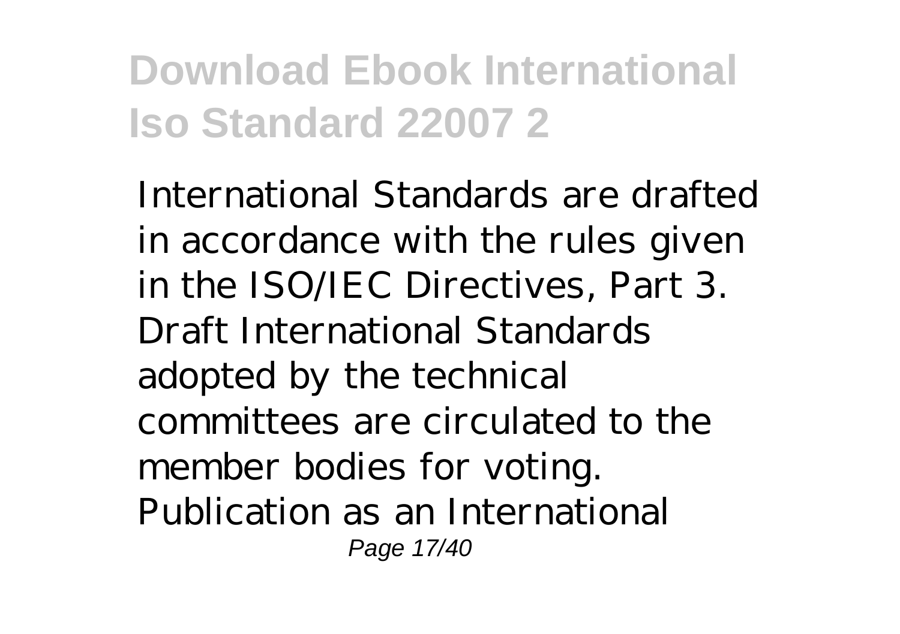International Standards are drafted in accordance with the rules given in the ISO/IEC Directives, Part 3. Draft International Standards adopted by the technical committees are circulated to the member bodies for voting. Publication as an International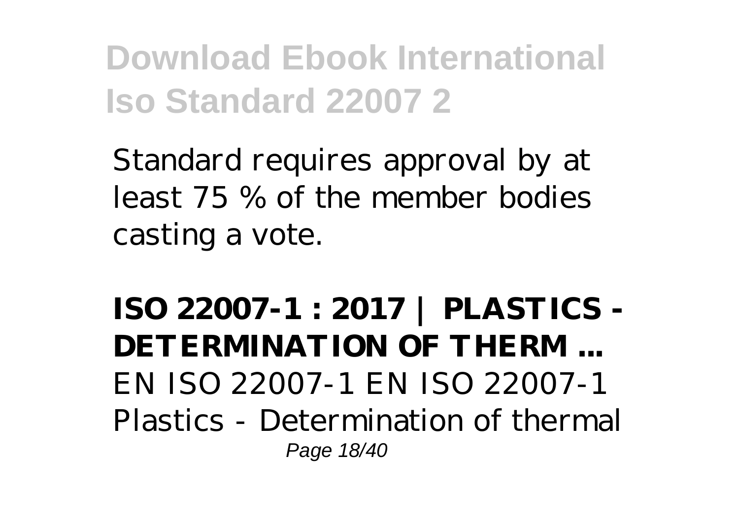Standard requires approval by at least 75 % of the member bodies casting a vote.

**ISO 22007-1 : 2017 | PLASTICS - DETERMINATION OF THERM ...**

EN ISO 22007-1 EN ISO 22007-1 Plastics - Determination of thermal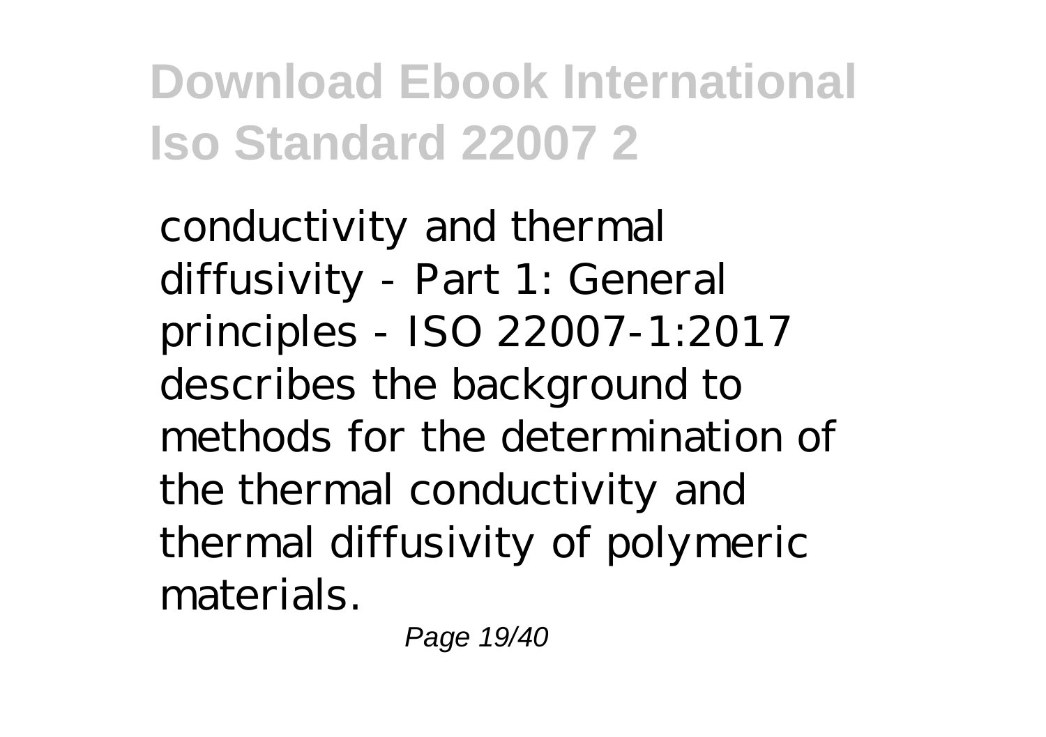conductivity and thermal diffusivity - Part 1: General principles - ISO 22007-1:2017 describes the background to methods for the determination of the thermal conductivity and thermal diffusivity of polymeric materials.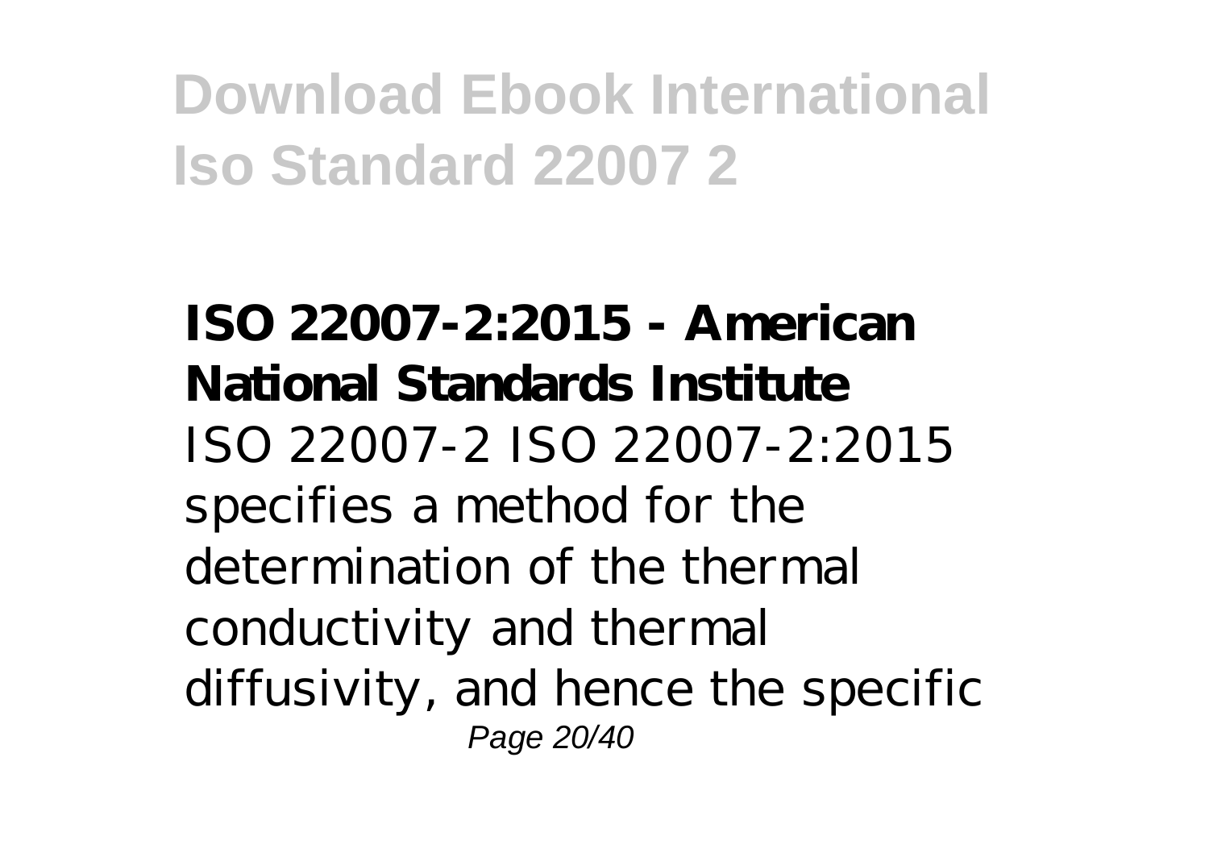**ISO 22007-2:2015 - American National Standards Institute**

ISO 22007-2 ISO 22007-2:2015 specifies a method for the determination of the thermal conductivity and thermal diffusivity, and hence the specific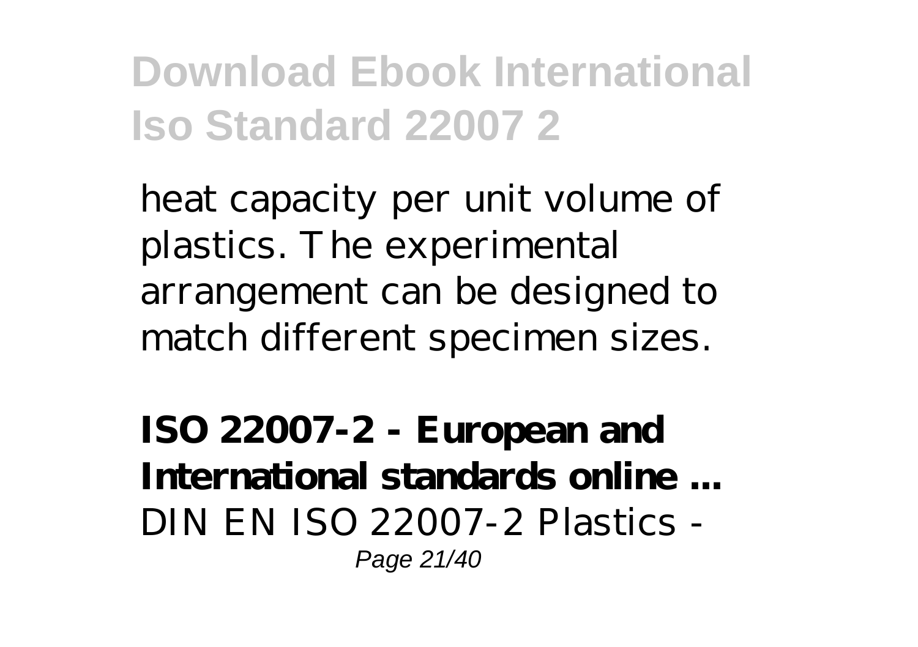heat capacity per unit volume of plastics. The experimental arrangement can be designed to match different specimen sizes.

**ISO 22007-2 - European and International standards online ...**
DIN EN ISO 22007-2 Plastics -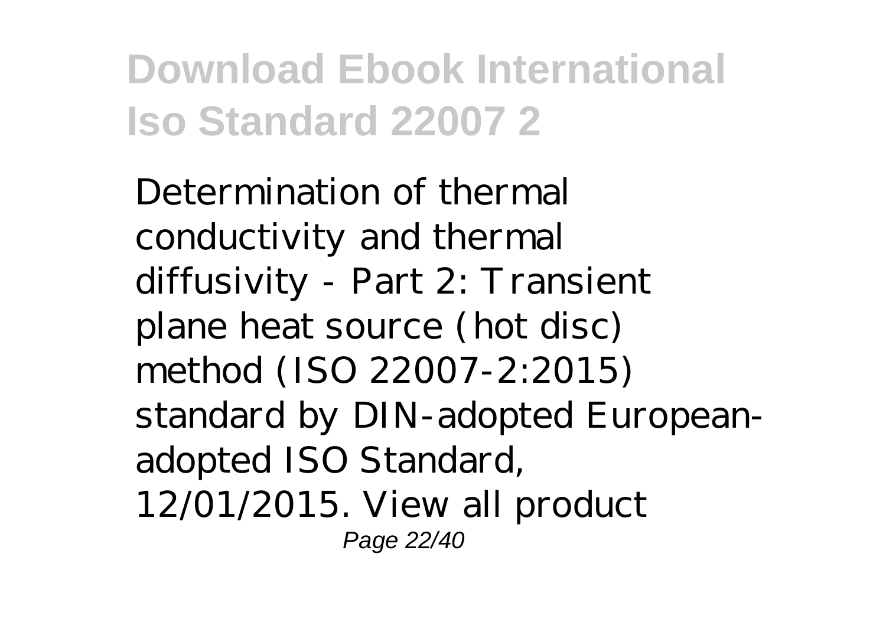Determination of thermal conductivity and thermal diffusivity - Part 2: Transient plane heat source (hot disc) method (ISO 22007-2:2015) standard by DIN-adopted European-adopted ISO Standard, 12/01/2015. View all product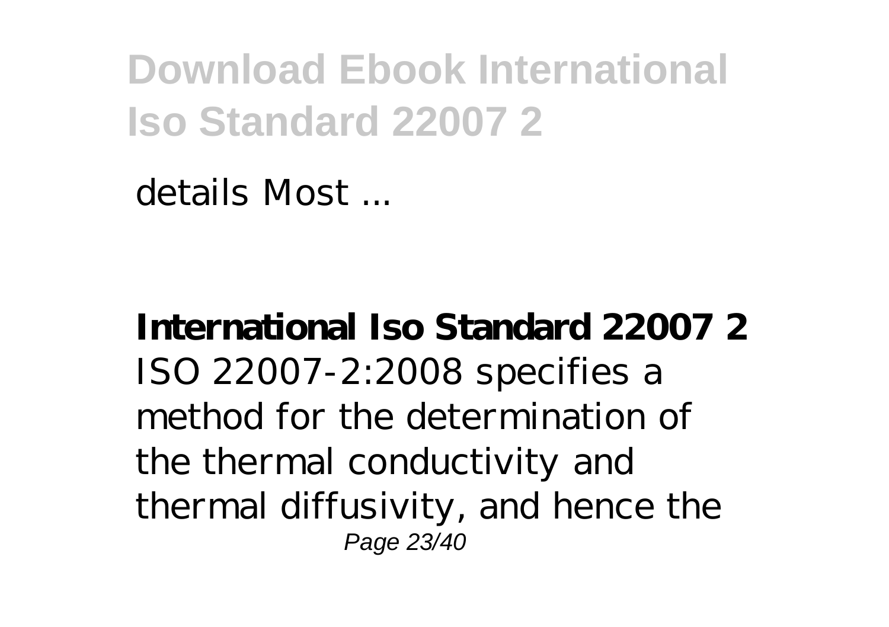details Most ...

**International Iso Standard 22007 2**
ISO 22007-2:2008 specifies a method for the determination of the thermal conductivity and thermal diffusivity, and hence the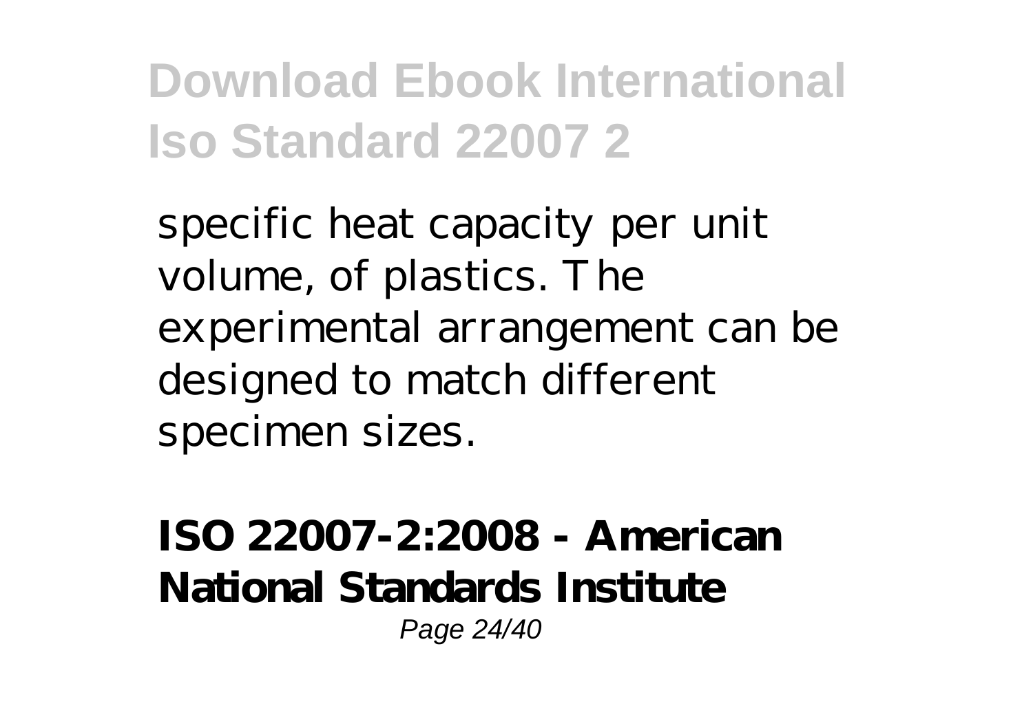specific heat capacity per unit volume, of plastics. The experimental arrangement can be designed to match different specimen sizes.

**ISO 22007-2:2008 - American National Standards Institute**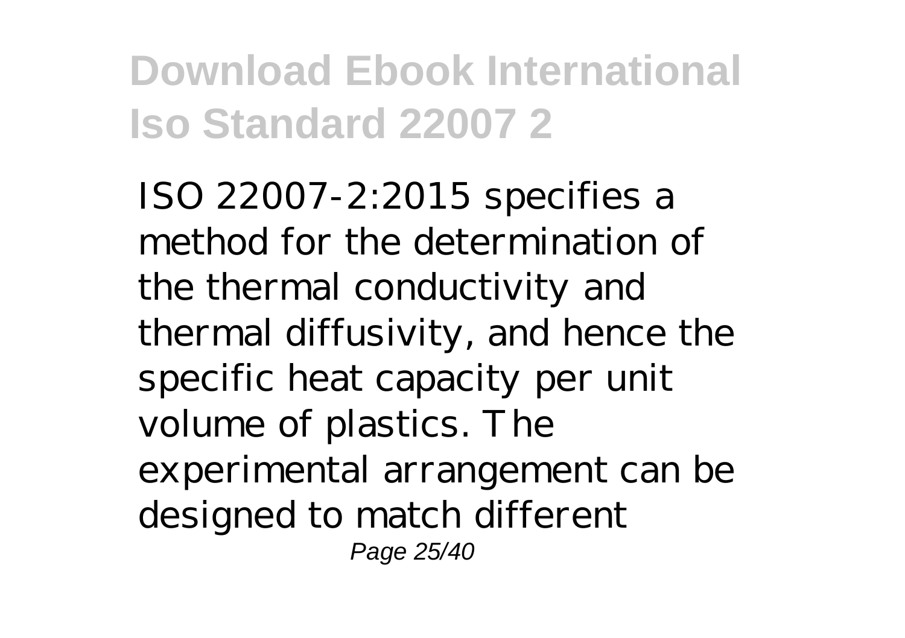ISO 22007-2:2015 specifies a method for the determination of the thermal conductivity and thermal diffusivity, and hence the specific heat capacity per unit volume of plastics. The experimental arrangement can be designed to match different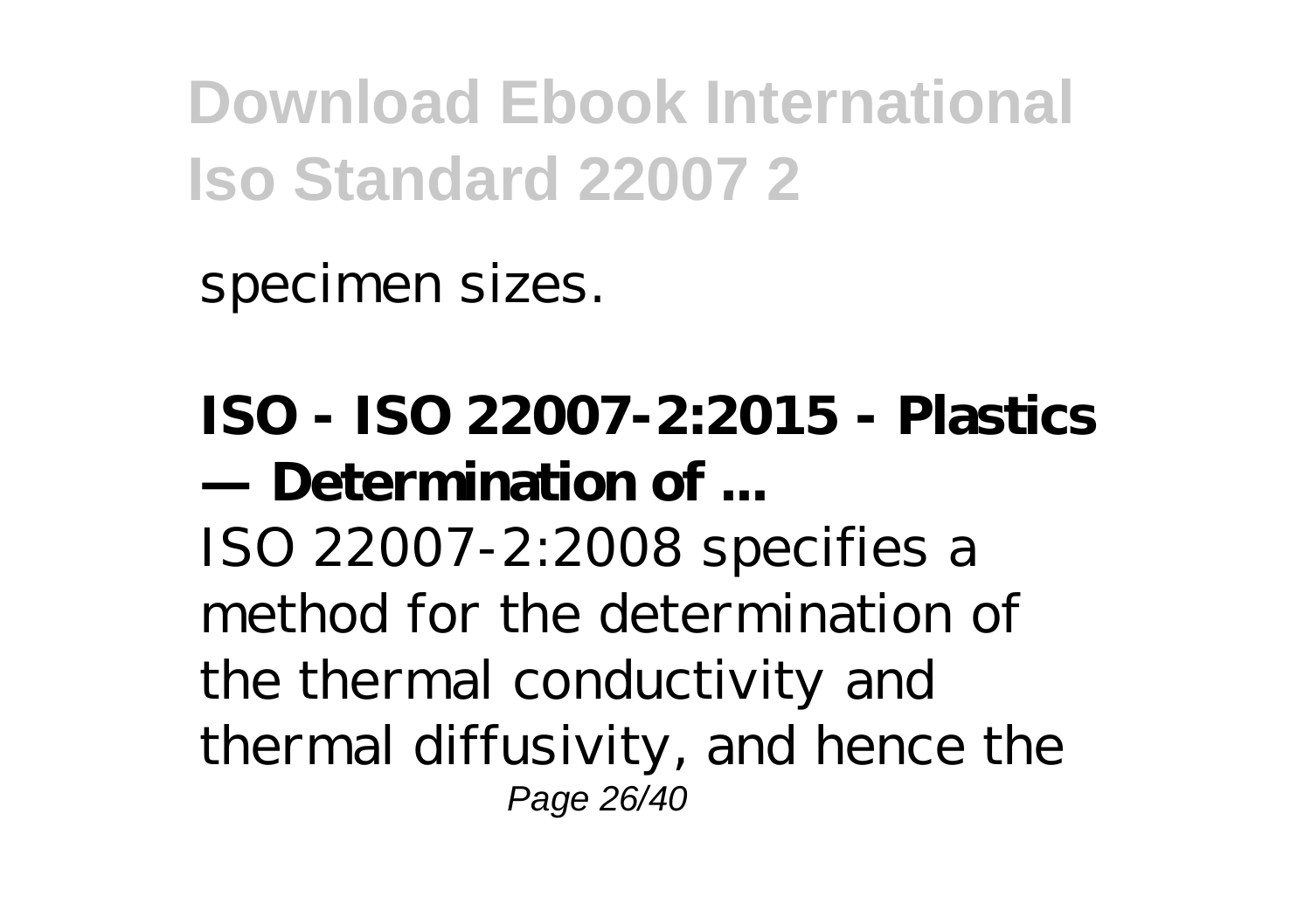specimen sizes.

**ISO - ISO 22007-2:2015 - Plastics — Determination of ...**

ISO 22007-2:2008 specifies a method for the determination of the thermal conductivity and thermal diffusivity, and hence the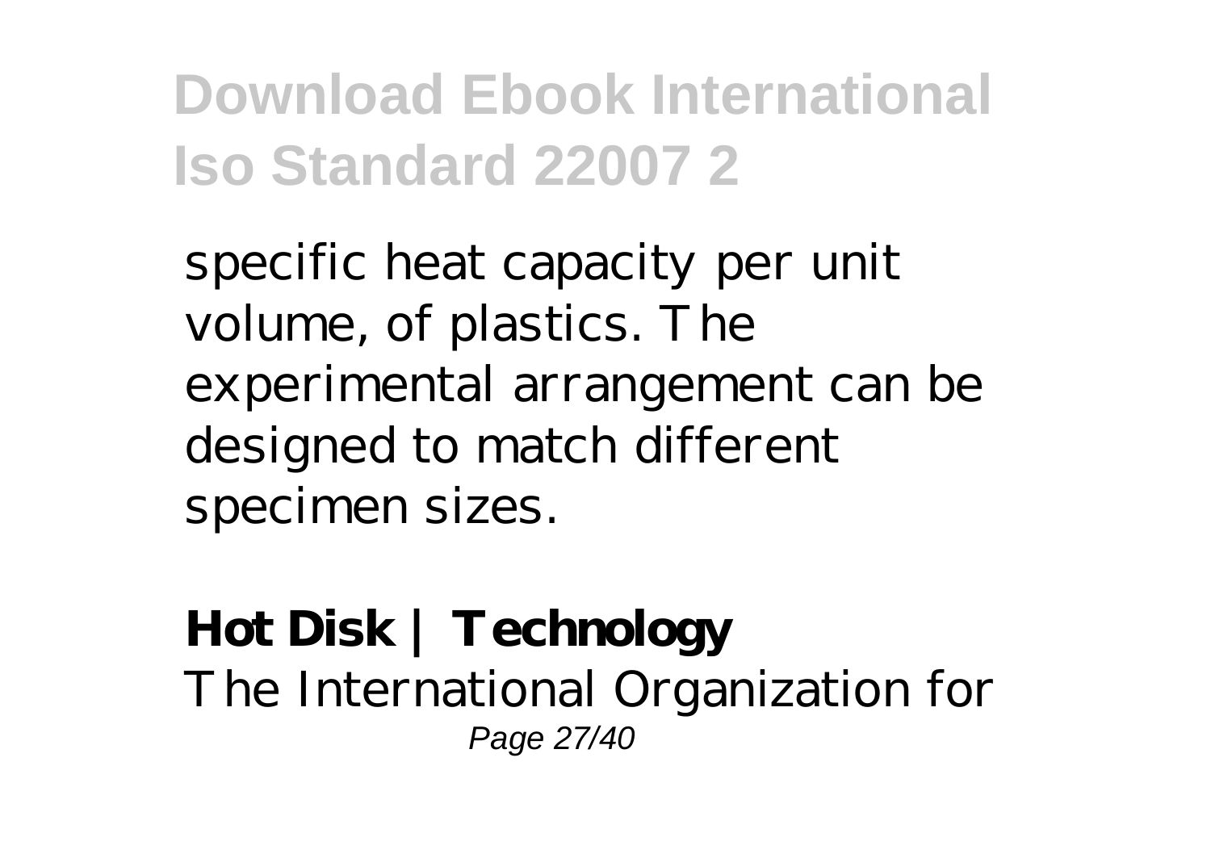specific heat capacity per unit volume, of plastics. The experimental arrangement can be designed to match different specimen sizes.

**Hot Disk | Technology**

The International Organization for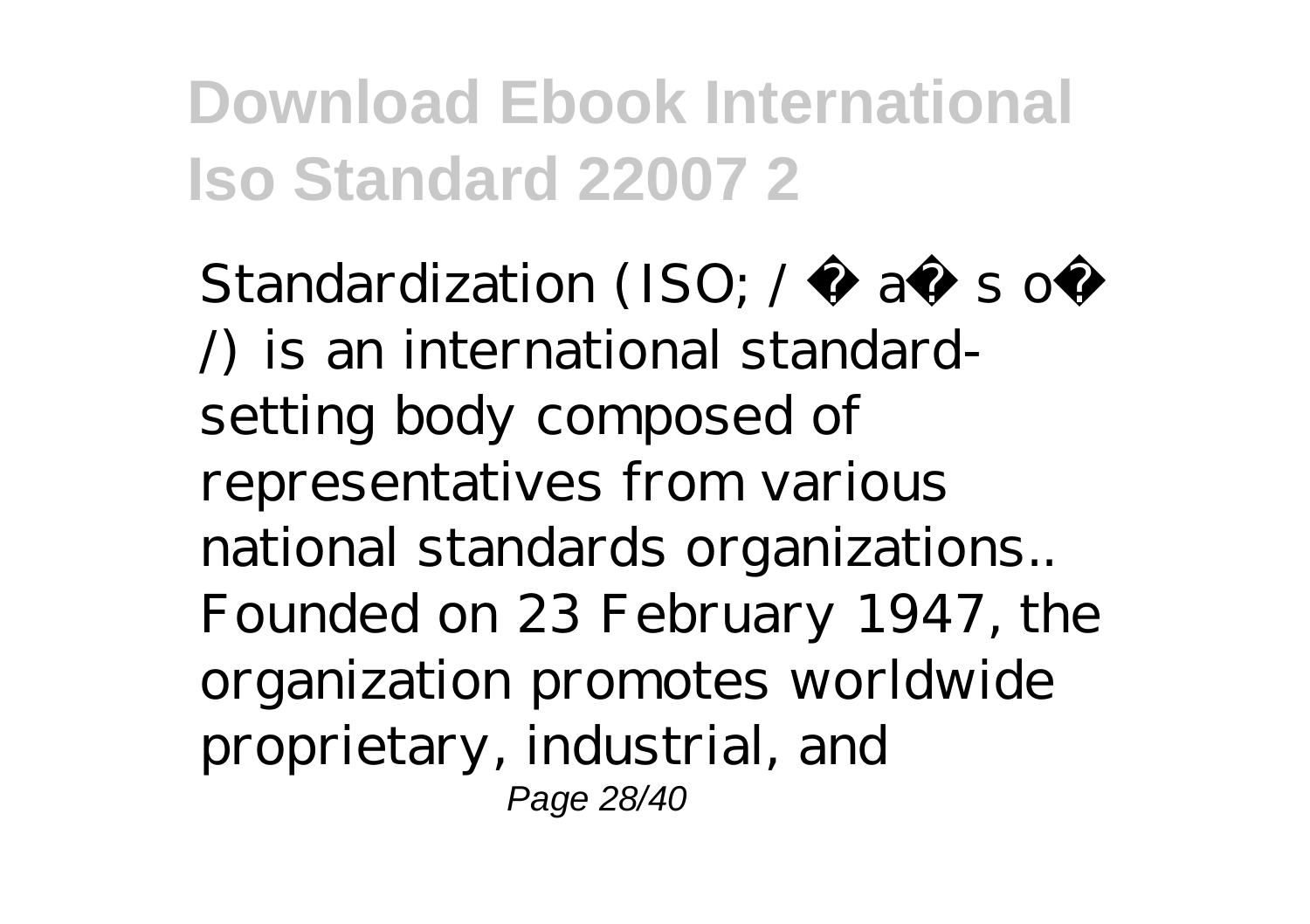Standardization (ISO; / ˈ aɪ s oʊ /) is an international standard-setting body composed of representatives from various national standards organizations.. Founded on 23 February 1947, the organization promotes worldwide proprietary, industrial, and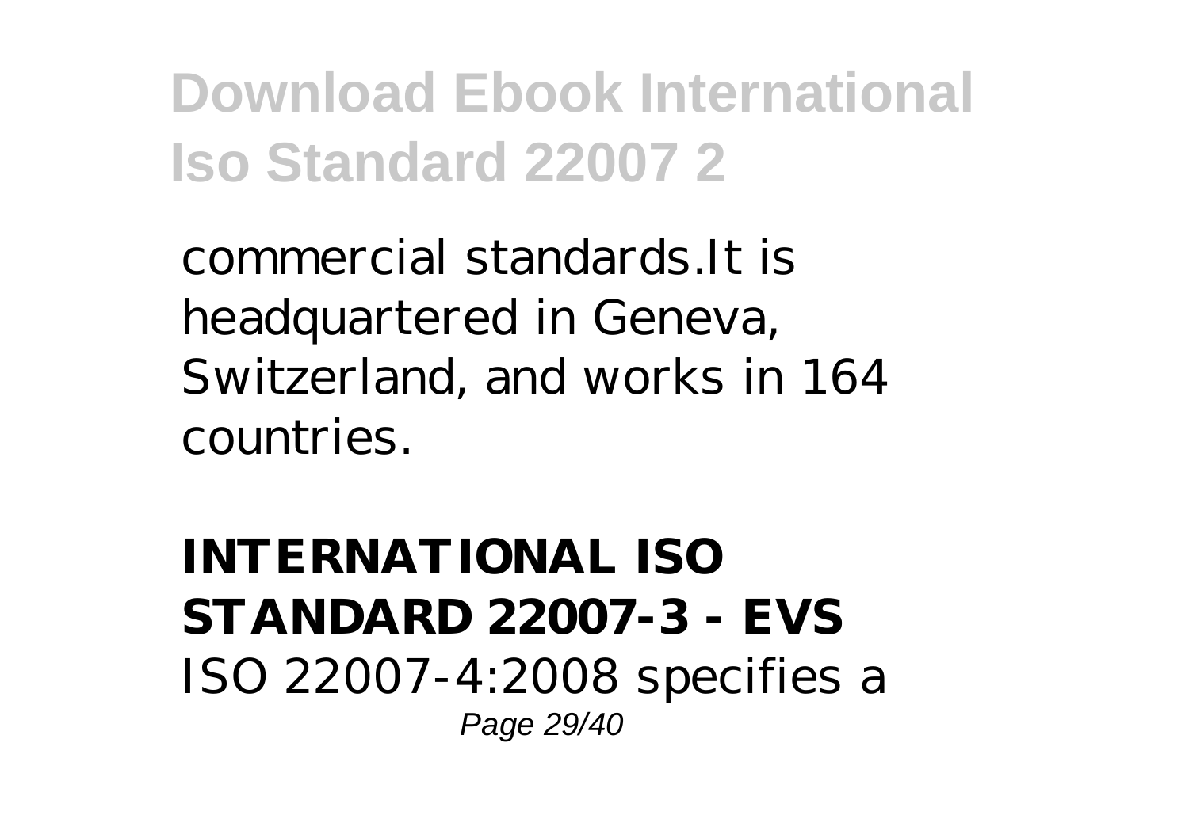commercial standards.It is headquartered in Geneva, Switzerland, and works in 164 countries.

**INTERNATIONAL ISO STANDARD 22007-3 - EVS**

ISO 22007-4:2008 specifies a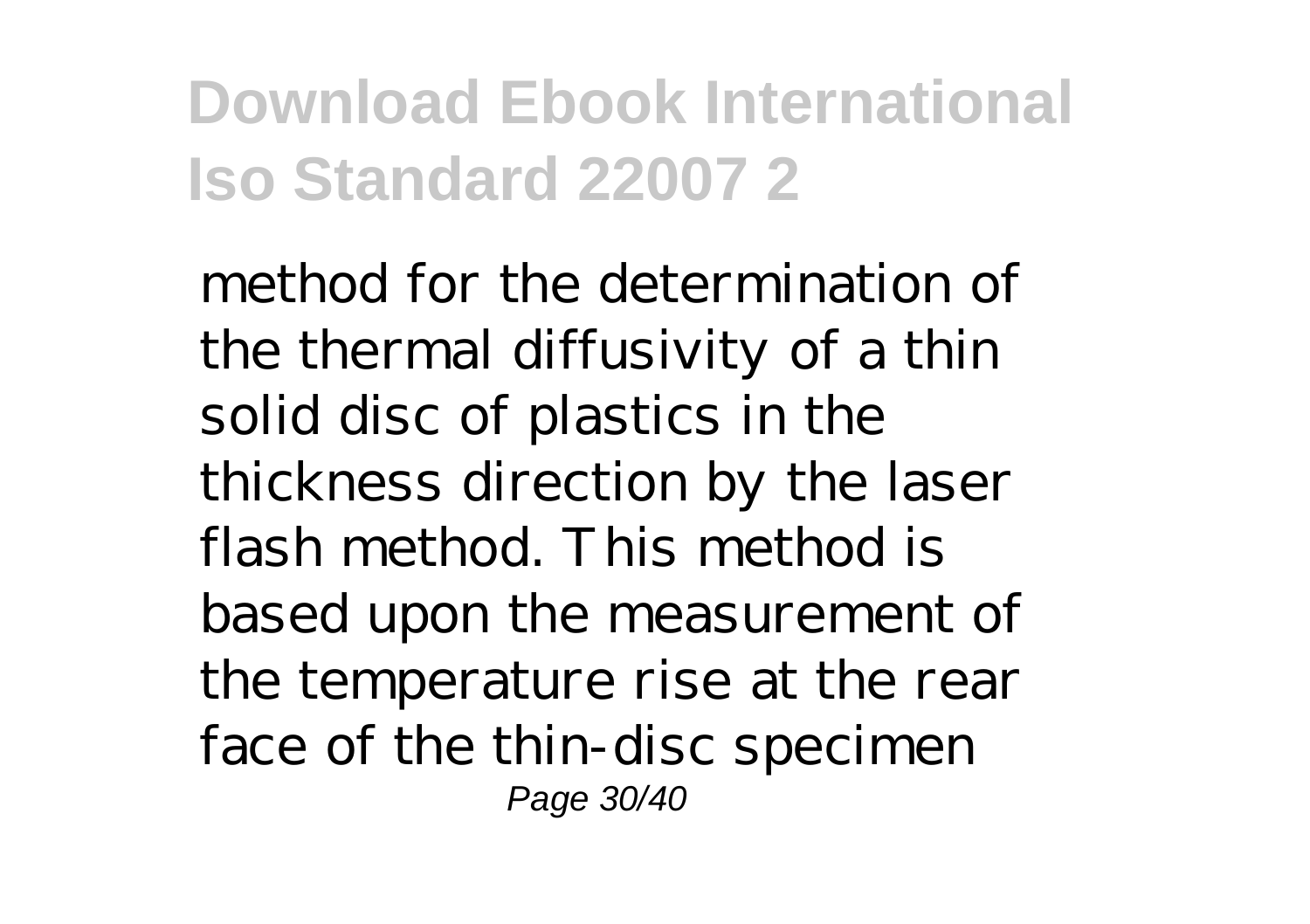method for the determination of the thermal diffusivity of a thin solid disc of plastics in the thickness direction by the laser flash method. This method is based upon the measurement of the temperature rise at the rear face of the thin-disc specimen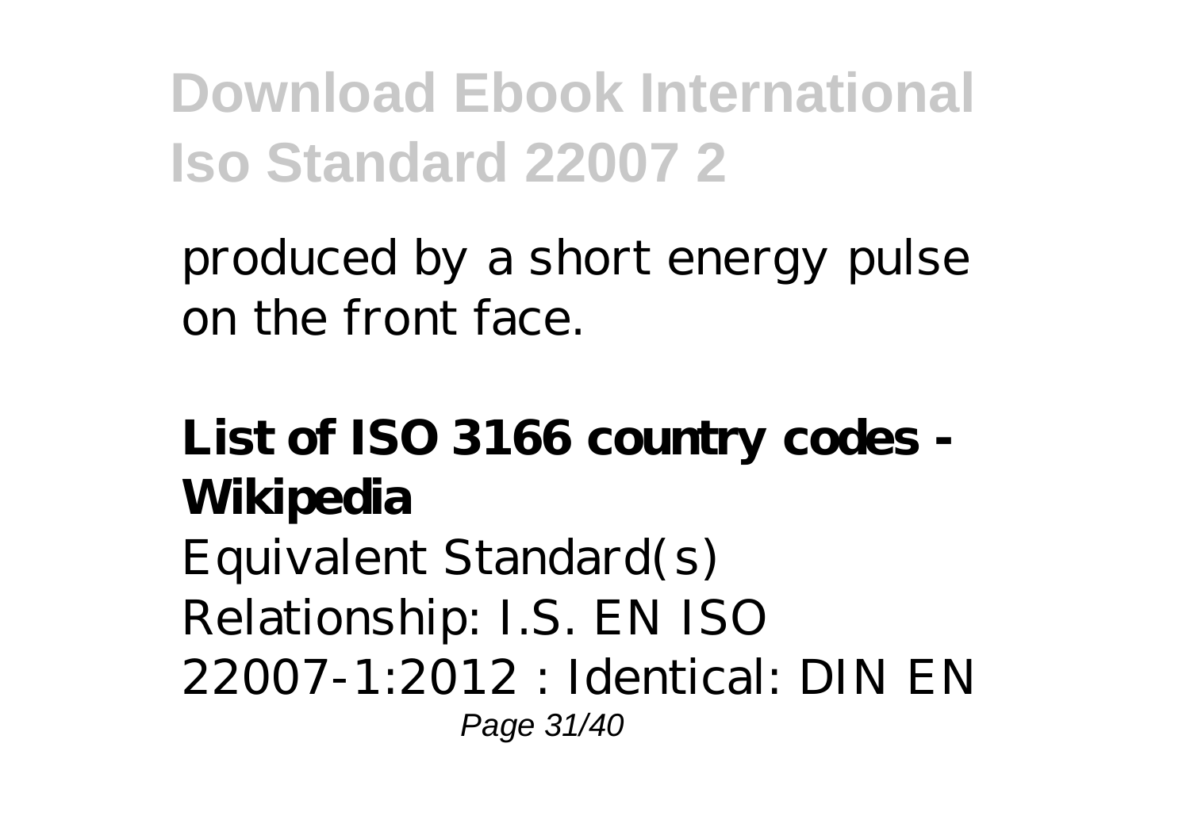produced by a short energy pulse on the front face.

**List of ISO 3166 country codes - Wikipedia**

Equivalent Standard(s) Relationship: I.S. EN ISO 22007-1:2012 : Identical: DIN EN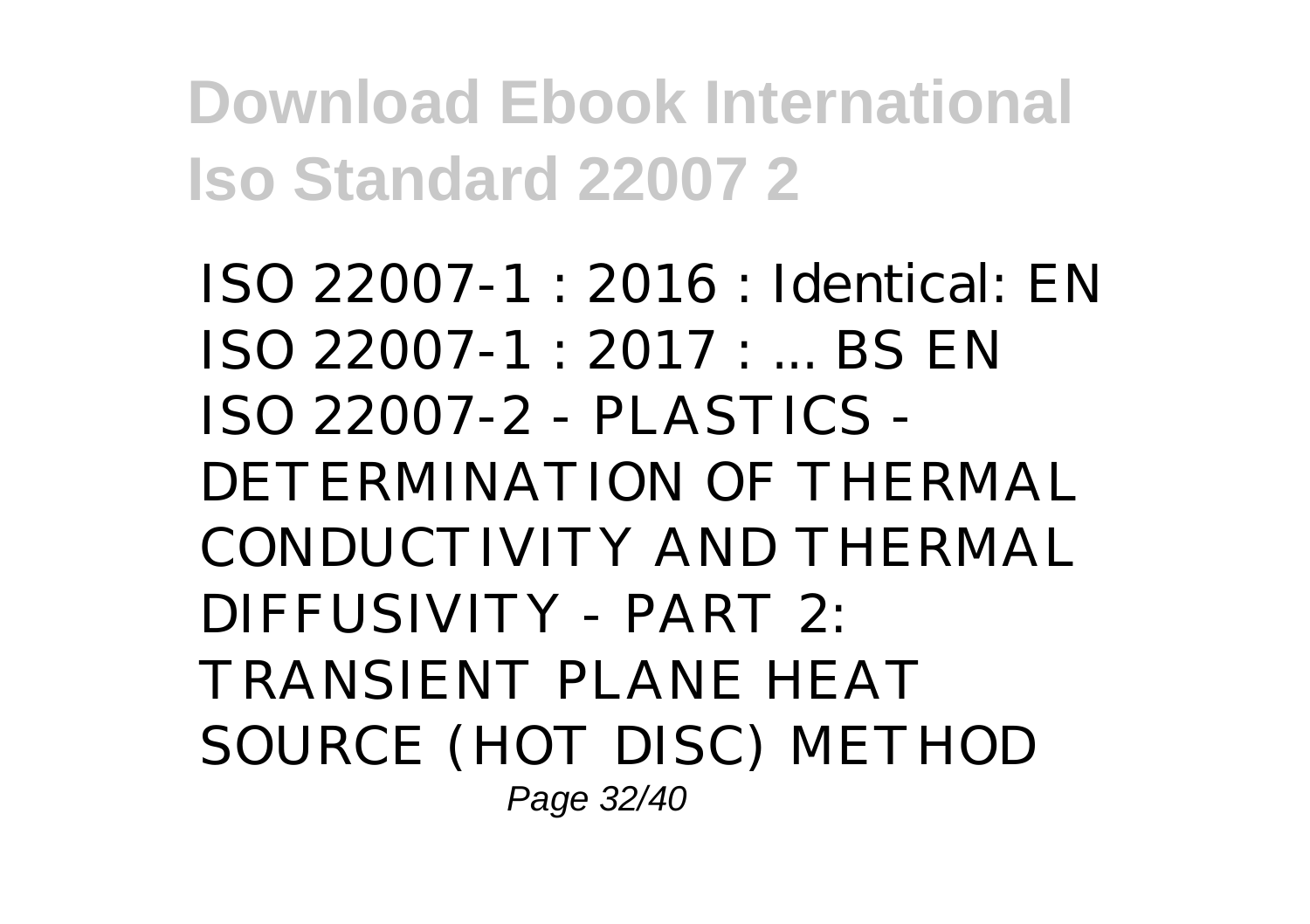ISO 22007-1 : 2016 : Identical: EN ISO 22007-1 : 2017 : ... BS EN ISO 22007-2 - PLASTICS - DETERMINATION OF THERMAL CONDUCTIVITY AND THERMAL DIFFUSIVITY - PART 2: TRANSIENT PLANE HEAT SOURCE (HOT DISC) METHOD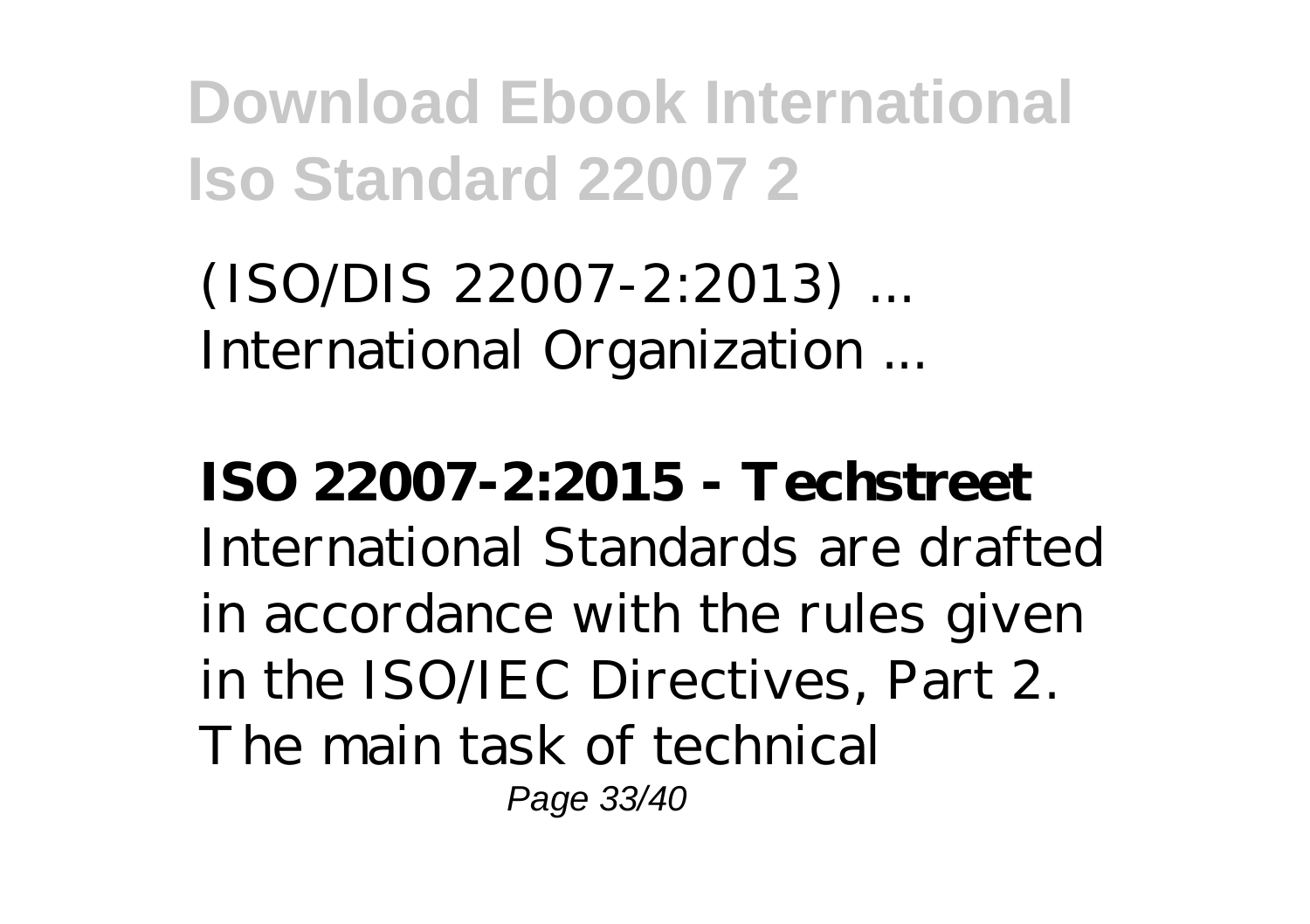(ISO/DIS 22007-2:2013) ... International Organization ...

**ISO 22007-2:2015 - Techstreet**

International Standards are drafted in accordance with the rules given in the ISO/IEC Directives, Part 2. The main task of technical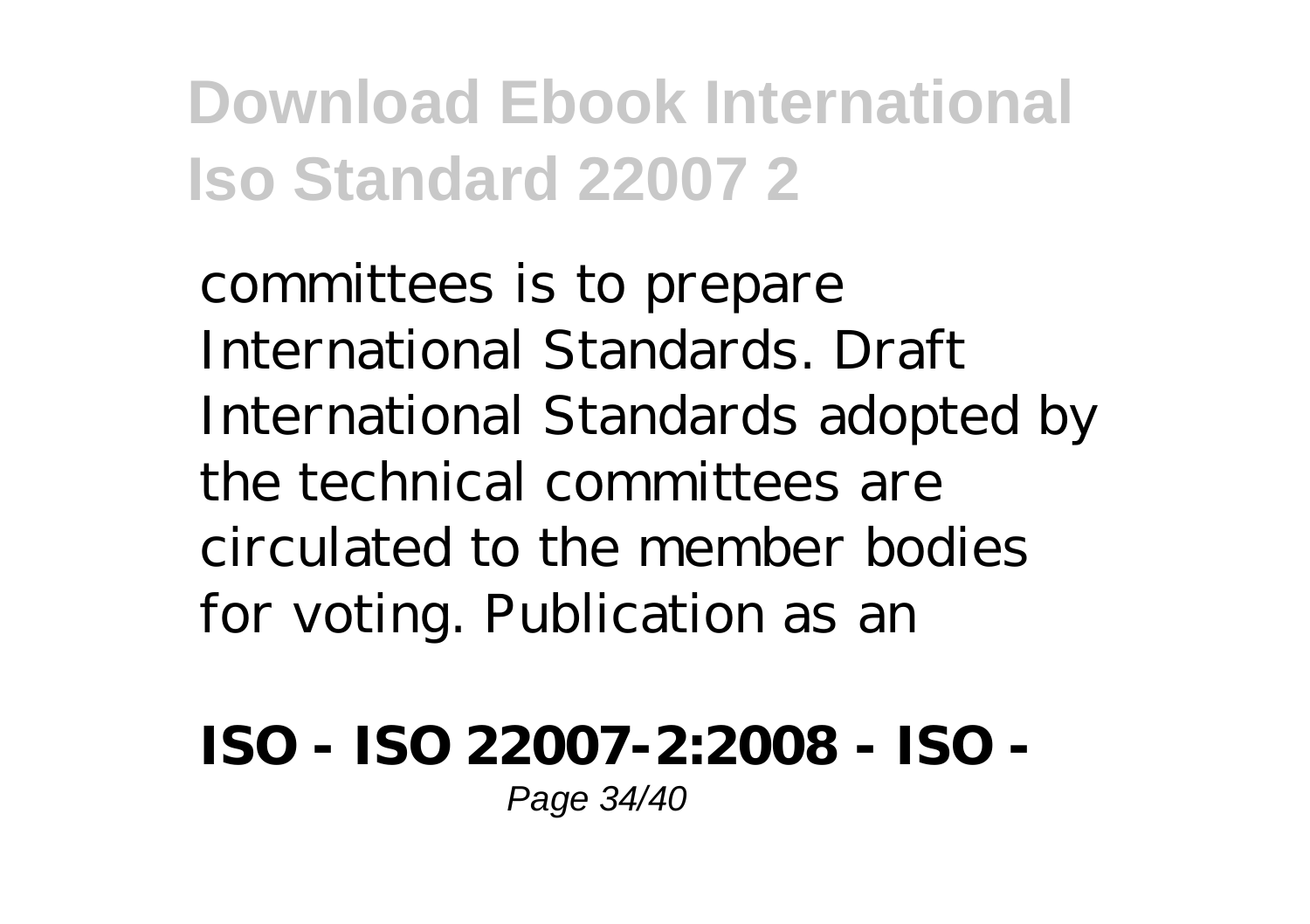committees is to prepare International Standards. Draft International Standards adopted by the technical committees are circulated to the member bodies for voting. Publication as an

**ISO - ISO 22007-2:2008 - ISO -**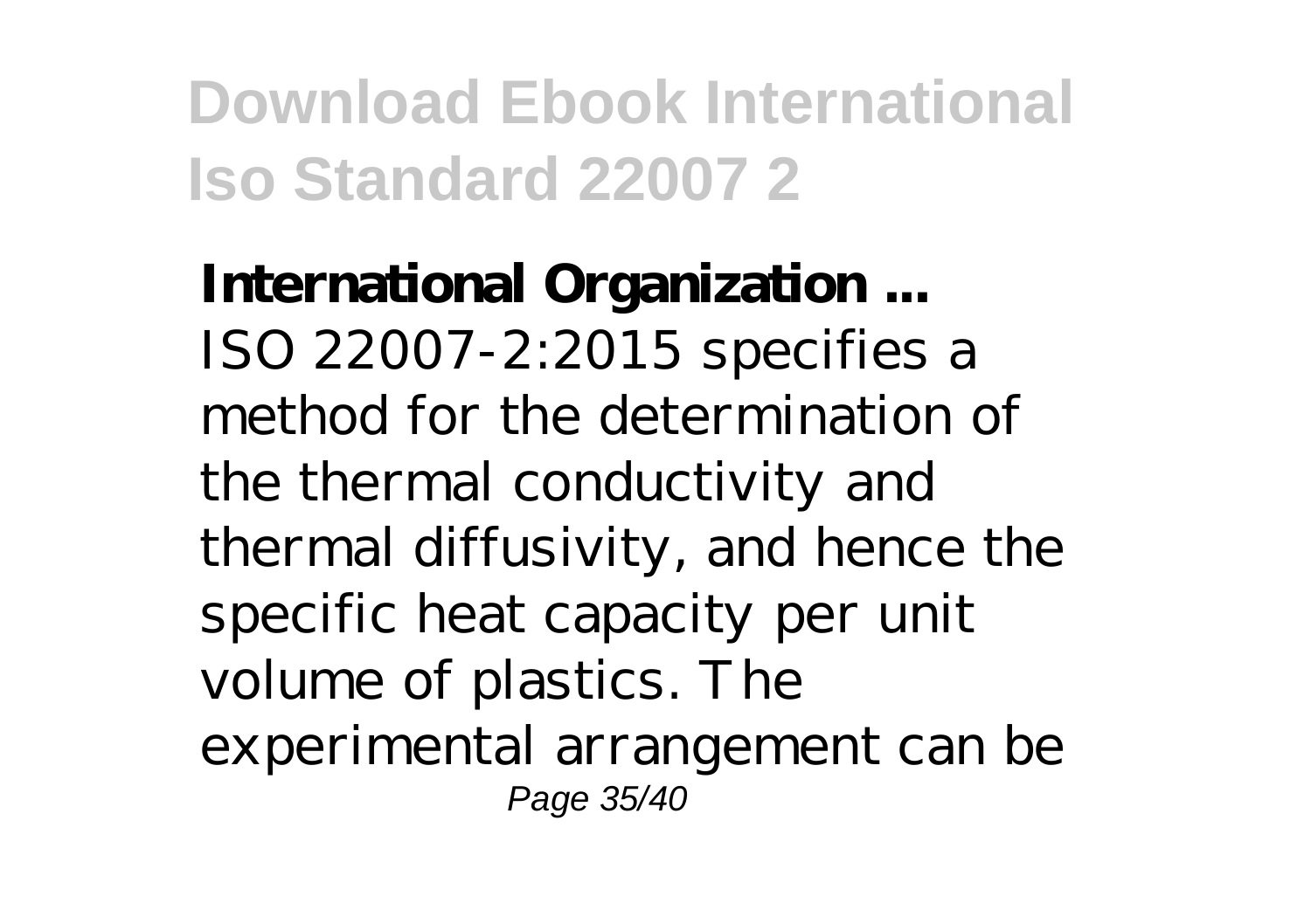**International Organization ...**
ISO 22007-2:2015 specifies a method for the determination of the thermal conductivity and thermal diffusivity, and hence the specific heat capacity per unit volume of plastics. The experimental arrangement can be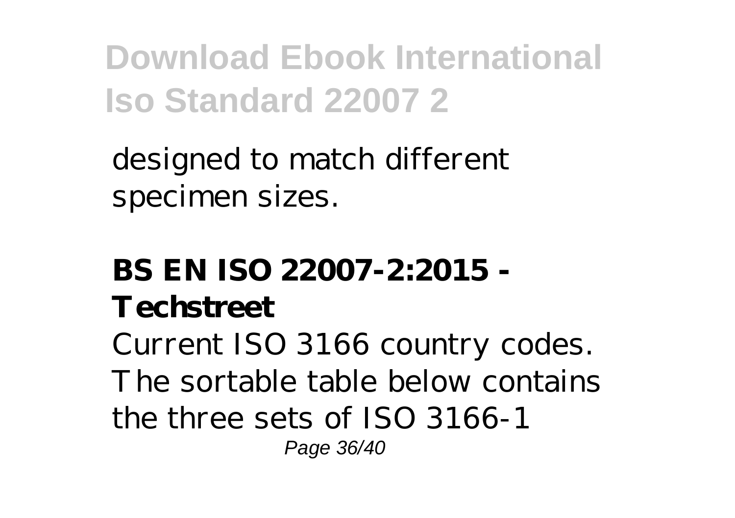designed to match different specimen sizes.

## BS EN ISO 22007-2:2015 - Techstreet

Current ISO 3166 country codes. The sortable table below contains the three sets of ISO 3166-1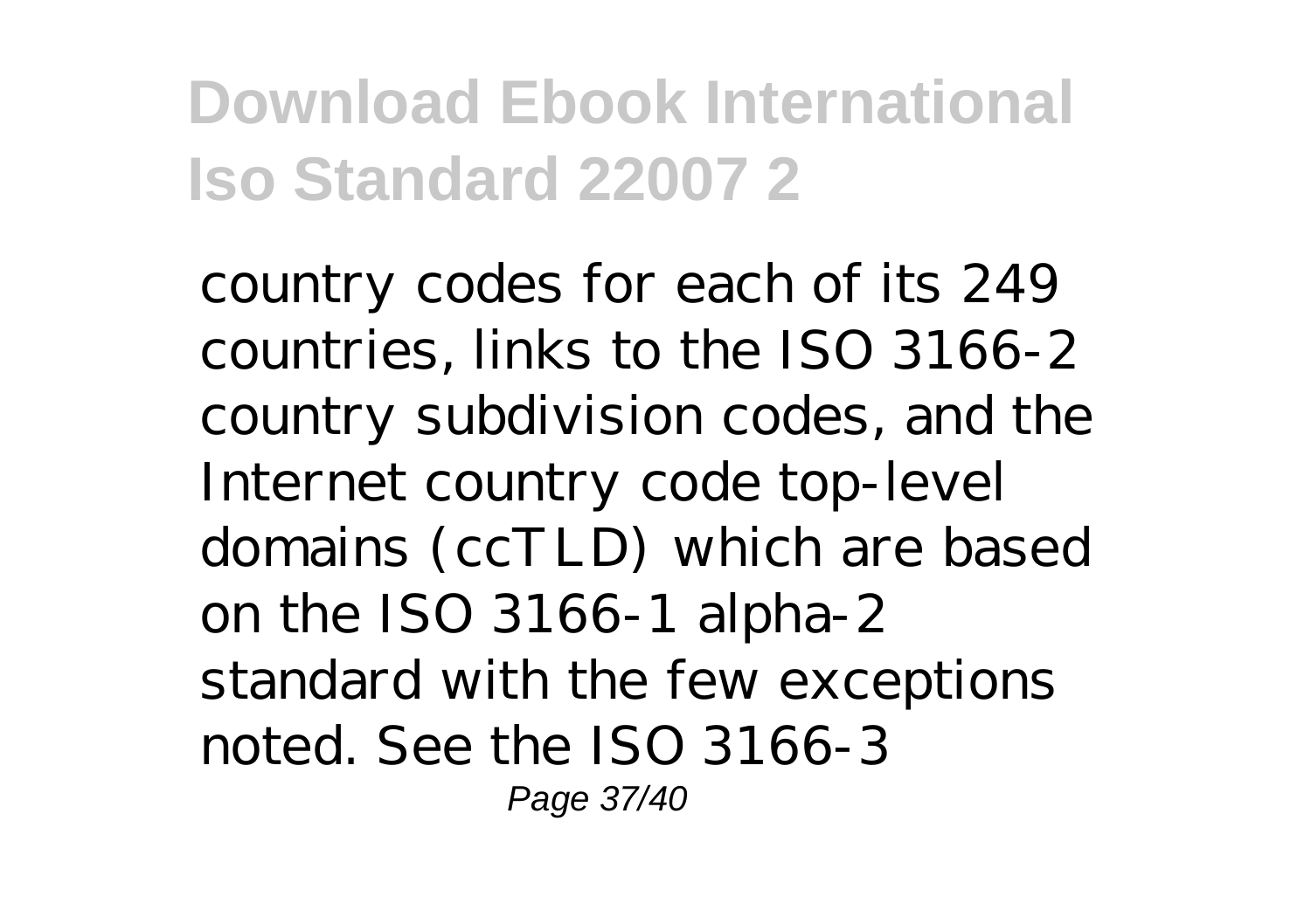country codes for each of its 249 countries, links to the ISO 3166-2 country subdivision codes, and the Internet country code top-level domains (ccTLD) which are based on the ISO 3166-1 alpha-2 standard with the few exceptions noted. See the ISO 3166-3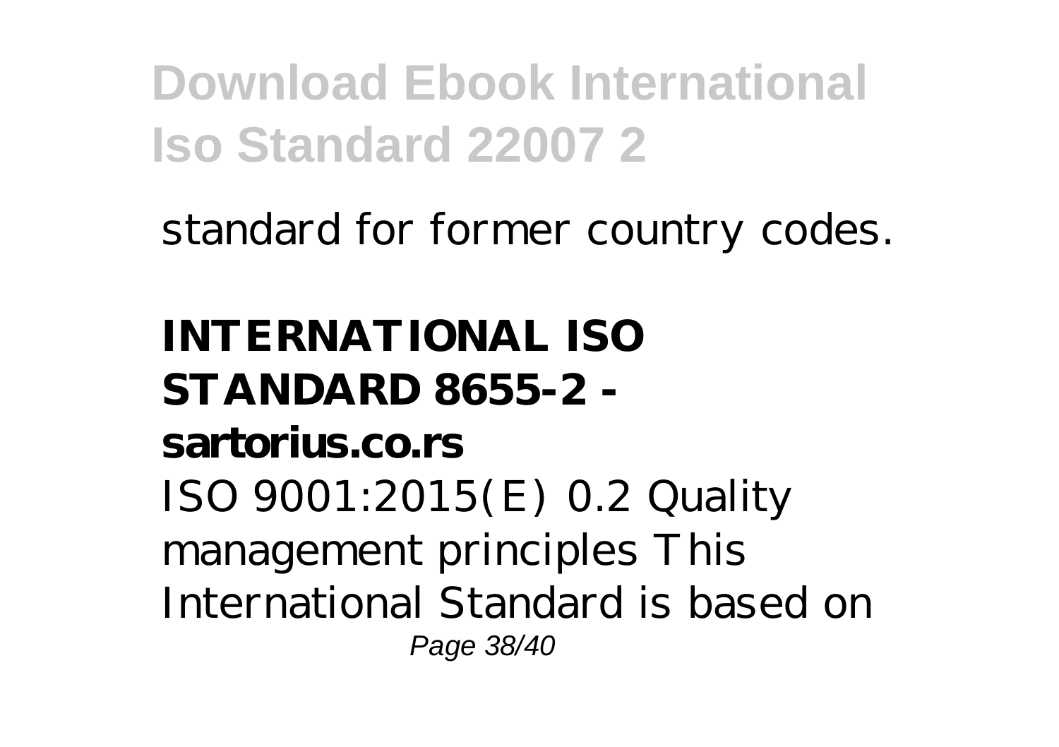standard for former country codes.

**INTERNATIONAL ISO STANDARD 8655-2 - sartorius.co.rs**

ISO 9001:2015(E) 0.2 Quality management principles This International Standard is based on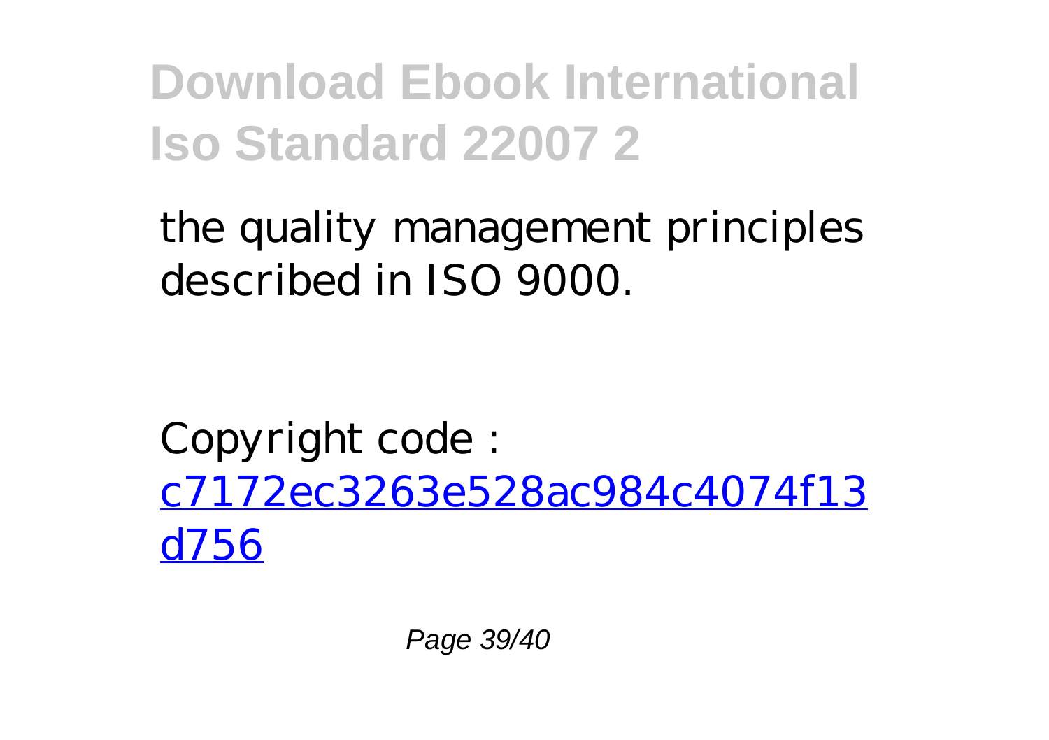the quality management principles described in ISO 9000.

Copyright code : [c7172ec3263e528ac984c4074f13d756](c7172ec3263e528ac984c4074f13d756)